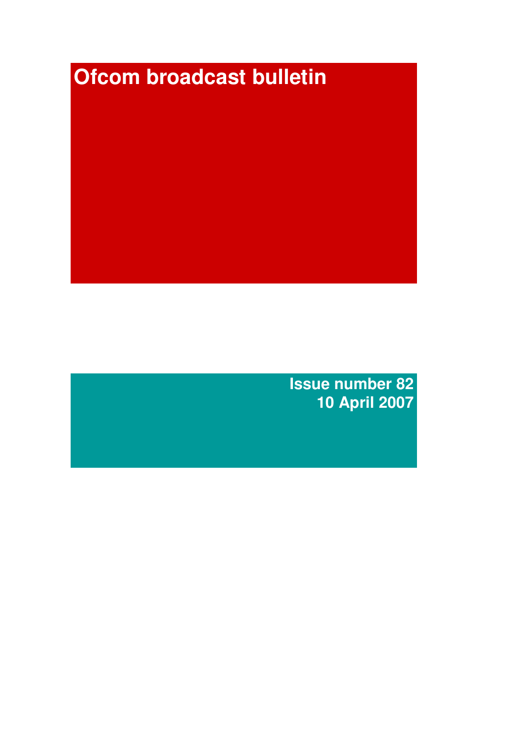# Ofcom broadcast bulletin

Issue number 82
10 April 2007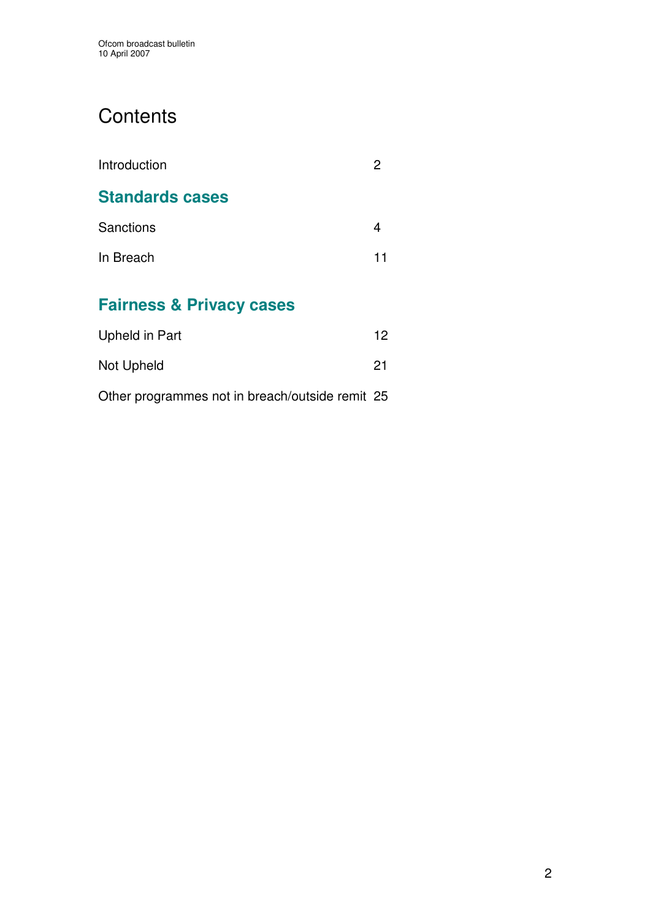# Contents

| | |
|---|---|
| Introduction | 2 |

## Standards cases

| | |
|---|---|
| Sanctions | 4 |
| In Breach | 11 |

## Fairness & Privacy cases

| | |
|---|---|
| Upheld in Part | 12 |
| Not Upheld | 21 |
| Other programmes not in breach/outside remit | 25 |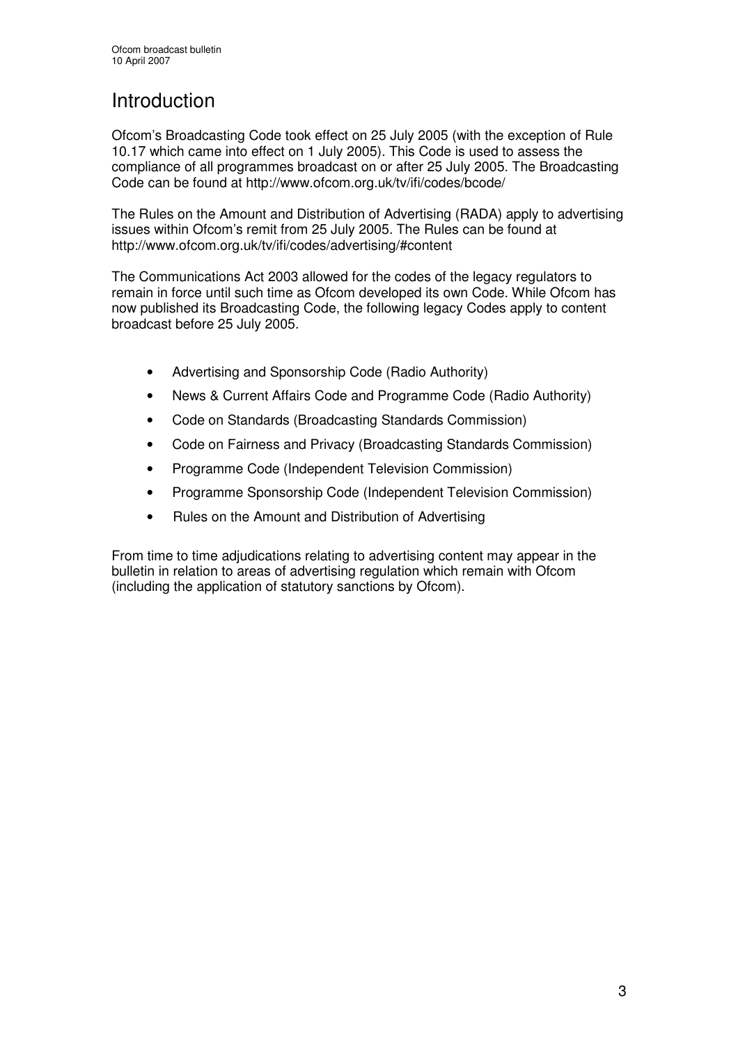# Introduction

Ofcom's Broadcasting Code took effect on 25 July 2005 (with the exception of Rule 10.17 which came into effect on 1 July 2005). This Code is used to assess the compliance of all programmes broadcast on or after 25 July 2005. The Broadcasting Code can be found at http://www.ofcom.org.uk/tv/ifi/codes/bcode/

The Rules on the Amount and Distribution of Advertising (RADA) apply to advertising issues within Ofcom's remit from 25 July 2005. The Rules can be found at http://www.ofcom.org.uk/tv/ifi/codes/advertising/#content

The Communications Act 2003 allowed for the codes of the legacy regulators to remain in force until such time as Ofcom developed its own Code. While Ofcom has now published its Broadcasting Code, the following legacy Codes apply to content broadcast before 25 July 2005.

- Advertising and Sponsorship Code (Radio Authority)
- News & Current Affairs Code and Programme Code (Radio Authority)
- Code on Standards (Broadcasting Standards Commission)
- Code on Fairness and Privacy (Broadcasting Standards Commission)
- Programme Code (Independent Television Commission)
- Programme Sponsorship Code (Independent Television Commission)
- Rules on the Amount and Distribution of Advertising

From time to time adjudications relating to advertising content may appear in the bulletin in relation to areas of advertising regulation which remain with Ofcom (including the application of statutory sanctions by Ofcom).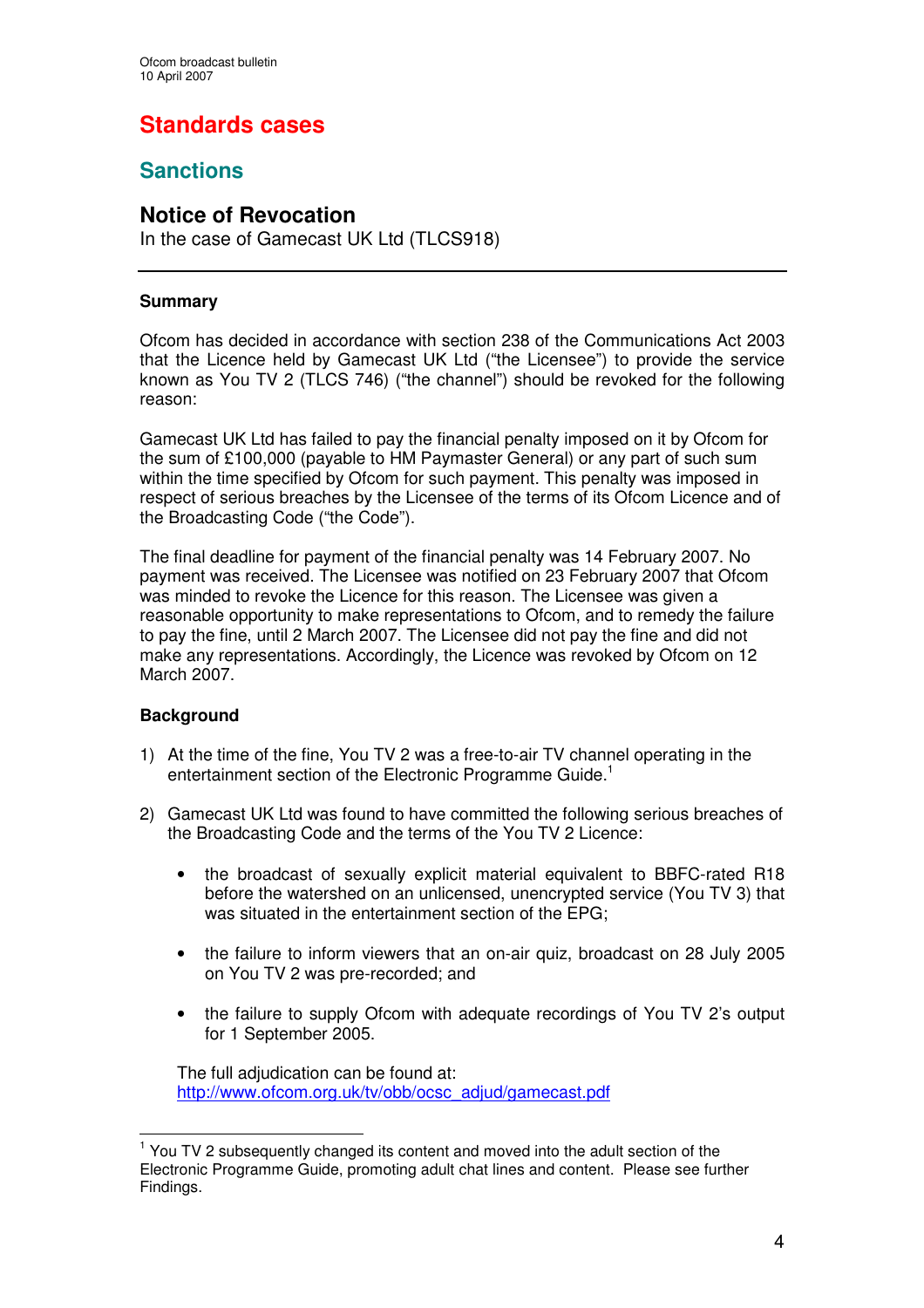# Standards cases

## Sanctions

### Notice of Revocation

In the case of Gamecast UK Ltd (TLCS918)

---

**Summary**

Ofcom has decided in accordance with section 238 of the Communications Act 2003 that the Licence held by Gamecast UK Ltd ("the Licensee") to provide the service known as You TV 2 (TLCS 746) ("the channel") should be revoked for the following reason:

Gamecast UK Ltd has failed to pay the financial penalty imposed on it by Ofcom for the sum of £100,000 (payable to HM Paymaster General) or any part of such sum within the time specified by Ofcom for such payment. This penalty was imposed in respect of serious breaches by the Licensee of the terms of its Ofcom Licence and of the Broadcasting Code ("the Code").

The final deadline for payment of the financial penalty was 14 February 2007. No payment was received. The Licensee was notified on 23 February 2007 that Ofcom was minded to revoke the Licence for this reason. The Licensee was given a reasonable opportunity to make representations to Ofcom, and to remedy the failure to pay the fine, until 2 March 2007. The Licensee did not pay the fine and did not make any representations. Accordingly, the Licence was revoked by Ofcom on 12 March 2007.

**Background**

1) At the time of the fine, You TV 2 was a free-to-air TV channel operating in the entertainment section of the Electronic Programme Guide.[1]

2) Gamecast UK Ltd was found to have committed the following serious breaches of the Broadcasting Code and the terms of the You TV 2 Licence:

   - the broadcast of sexually explicit material equivalent to BBFC-rated R18 before the watershed on an unlicensed, unencrypted service (You TV 3) that was situated in the entertainment section of the EPG;

   - the failure to inform viewers that an on-air quiz, broadcast on 28 July 2005 on You TV 2 was pre-recorded; and

   - the failure to supply Ofcom with adequate recordings of You TV 2's output for 1 September 2005.

   The full adjudication can be found at: http://www.ofcom.org.uk/tv/obb/ocsc_adjud/gamecast.pdf

---

[1] You TV 2 subsequently changed its content and moved into the adult section of the Electronic Programme Guide, promoting adult chat lines and content. Please see further Findings.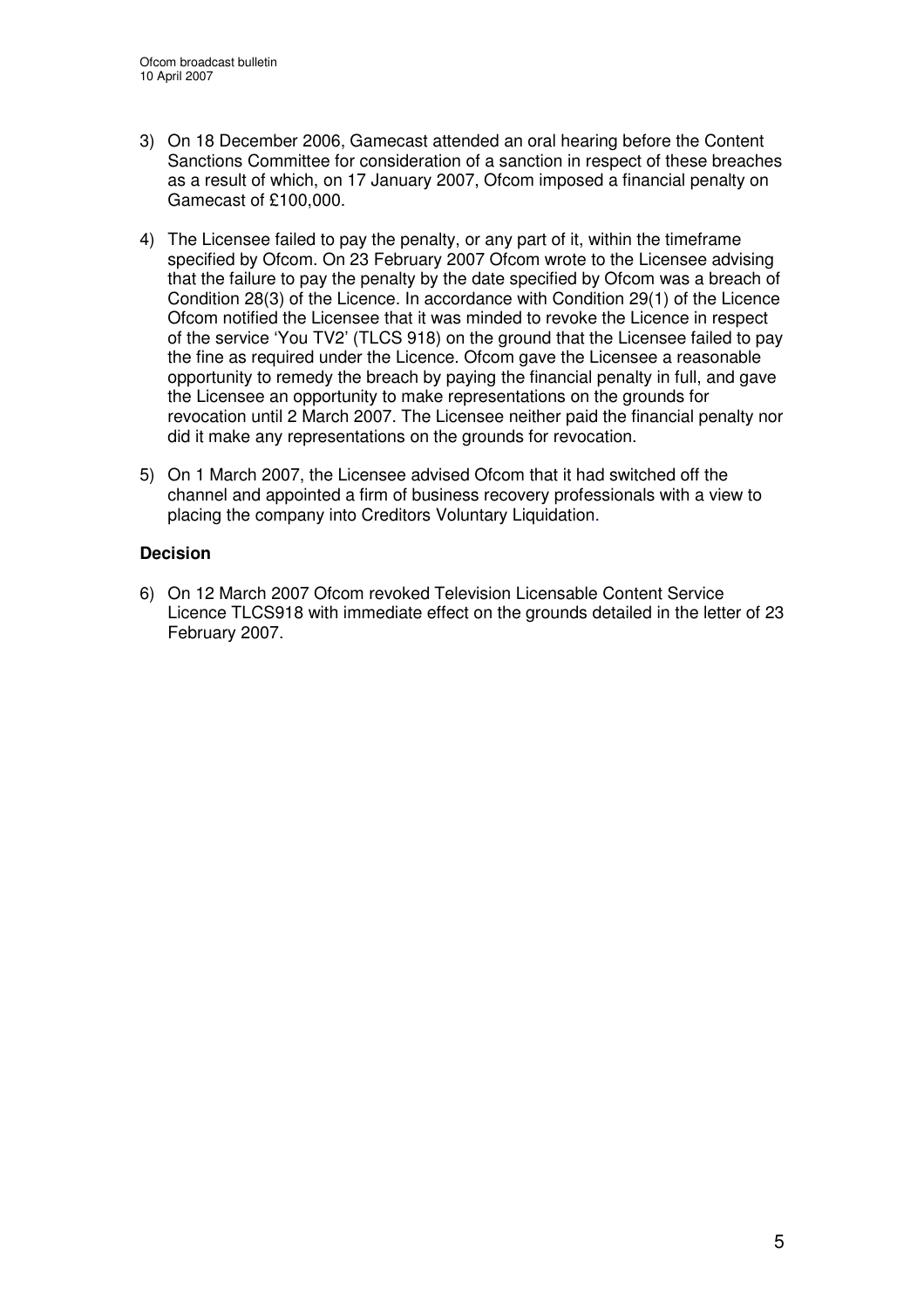3) On 18 December 2006, Gamecast attended an oral hearing before the Content Sanctions Committee for consideration of a sanction in respect of these breaches as a result of which, on 17 January 2007, Ofcom imposed a financial penalty on Gamecast of £100,000.

4) The Licensee failed to pay the penalty, or any part of it, within the timeframe specified by Ofcom. On 23 February 2007 Ofcom wrote to the Licensee advising that the failure to pay the penalty by the date specified by Ofcom was a breach of Condition 28(3) of the Licence. In accordance with Condition 29(1) of the Licence Ofcom notified the Licensee that it was minded to revoke the Licence in respect of the service 'You TV2' (TLCS 918) on the ground that the Licensee failed to pay the fine as required under the Licence. Ofcom gave the Licensee a reasonable opportunity to remedy the breach by paying the financial penalty in full, and gave the Licensee an opportunity to make representations on the grounds for revocation until 2 March 2007. The Licensee neither paid the financial penalty nor did it make any representations on the grounds for revocation.

5) On 1 March 2007, the Licensee advised Ofcom that it had switched off the channel and appointed a firm of business recovery professionals with a view to placing the company into Creditors Voluntary Liquidation.

**Decision**

6) On 12 March 2007 Ofcom revoked Television Licensable Content Service Licence TLCS918 with immediate effect on the grounds detailed in the letter of 23 February 2007.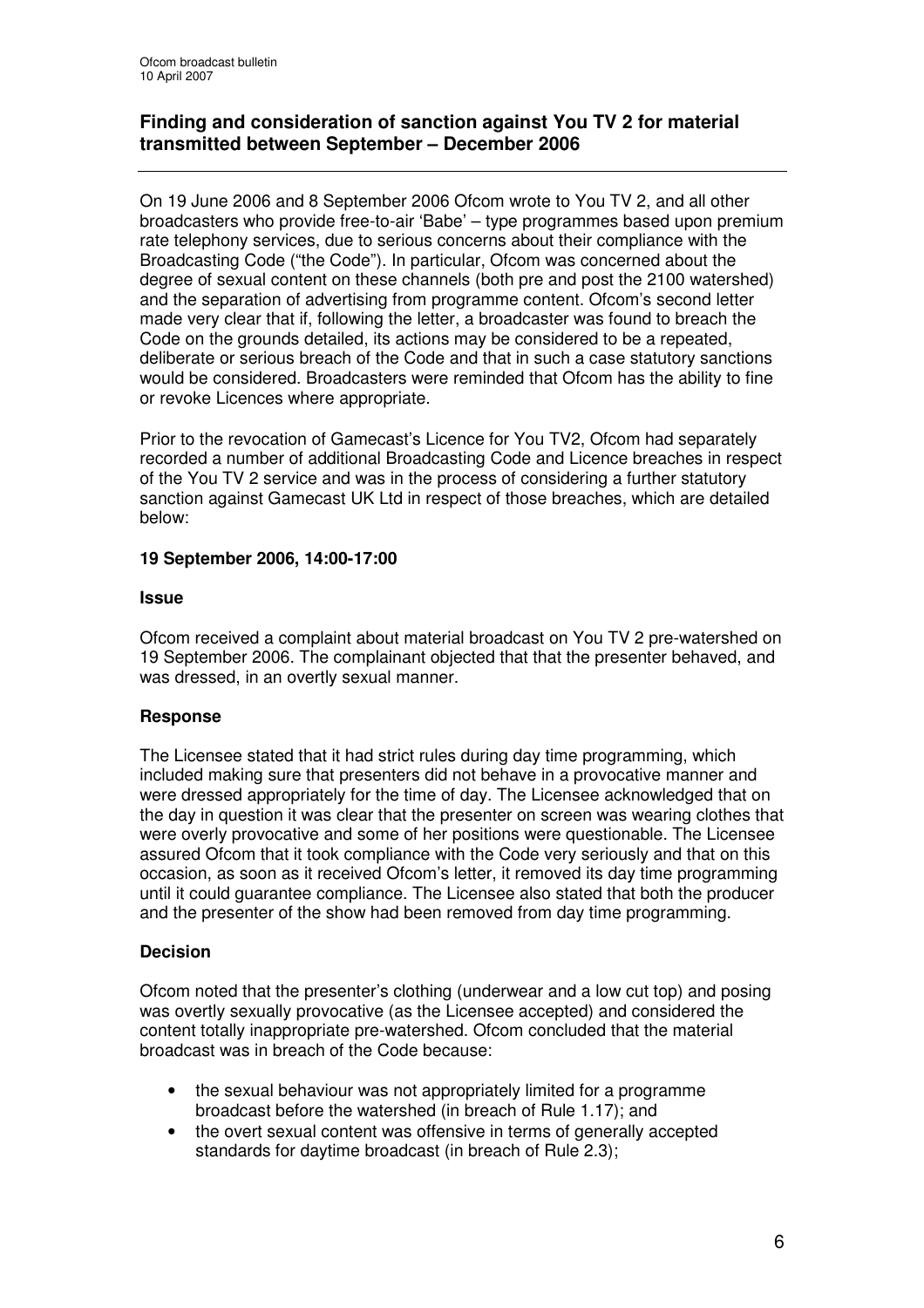## Finding and consideration of sanction against You TV 2 for material transmitted between September – December 2006

On 19 June 2006 and 8 September 2006 Ofcom wrote to You TV 2, and all other broadcasters who provide free-to-air 'Babe' – type programmes based upon premium rate telephony services, due to serious concerns about their compliance with the Broadcasting Code ("the Code"). In particular, Ofcom was concerned about the degree of sexual content on these channels (both pre and post the 2100 watershed) and the separation of advertising from programme content. Ofcom's second letter made very clear that if, following the letter, a broadcaster was found to breach the Code on the grounds detailed, its actions may be considered to be a repeated, deliberate or serious breach of the Code and that in such a case statutory sanctions would be considered. Broadcasters were reminded that Ofcom has the ability to fine or revoke Licences where appropriate.

Prior to the revocation of Gamecast's Licence for You TV2, Ofcom had separately recorded a number of additional Broadcasting Code and Licence breaches in respect of the You TV 2 service and was in the process of considering a further statutory sanction against Gamecast UK Ltd in respect of those breaches, which are detailed below:

**19 September 2006, 14:00-17:00**

**Issue**

Ofcom received a complaint about material broadcast on You TV 2 pre-watershed on 19 September 2006. The complainant objected that that the presenter behaved, and was dressed, in an overtly sexual manner.

**Response**

The Licensee stated that it had strict rules during day time programming, which included making sure that presenters did not behave in a provocative manner and were dressed appropriately for the time of day. The Licensee acknowledged that on the day in question it was clear that the presenter on screen was wearing clothes that were overly provocative and some of her positions were questionable. The Licensee assured Ofcom that it took compliance with the Code very seriously and that on this occasion, as soon as it received Ofcom's letter, it removed its day time programming until it could guarantee compliance. The Licensee also stated that both the producer and the presenter of the show had been removed from day time programming.

**Decision**

Ofcom noted that the presenter's clothing (underwear and a low cut top) and posing was overtly sexually provocative (as the Licensee accepted) and considered the content totally inappropriate pre-watershed. Ofcom concluded that the material broadcast was in breach of the Code because:

- the sexual behaviour was not appropriately limited for a programme broadcast before the watershed (in breach of Rule 1.17); and
- the overt sexual content was offensive in terms of generally accepted standards for daytime broadcast (in breach of Rule 2.3);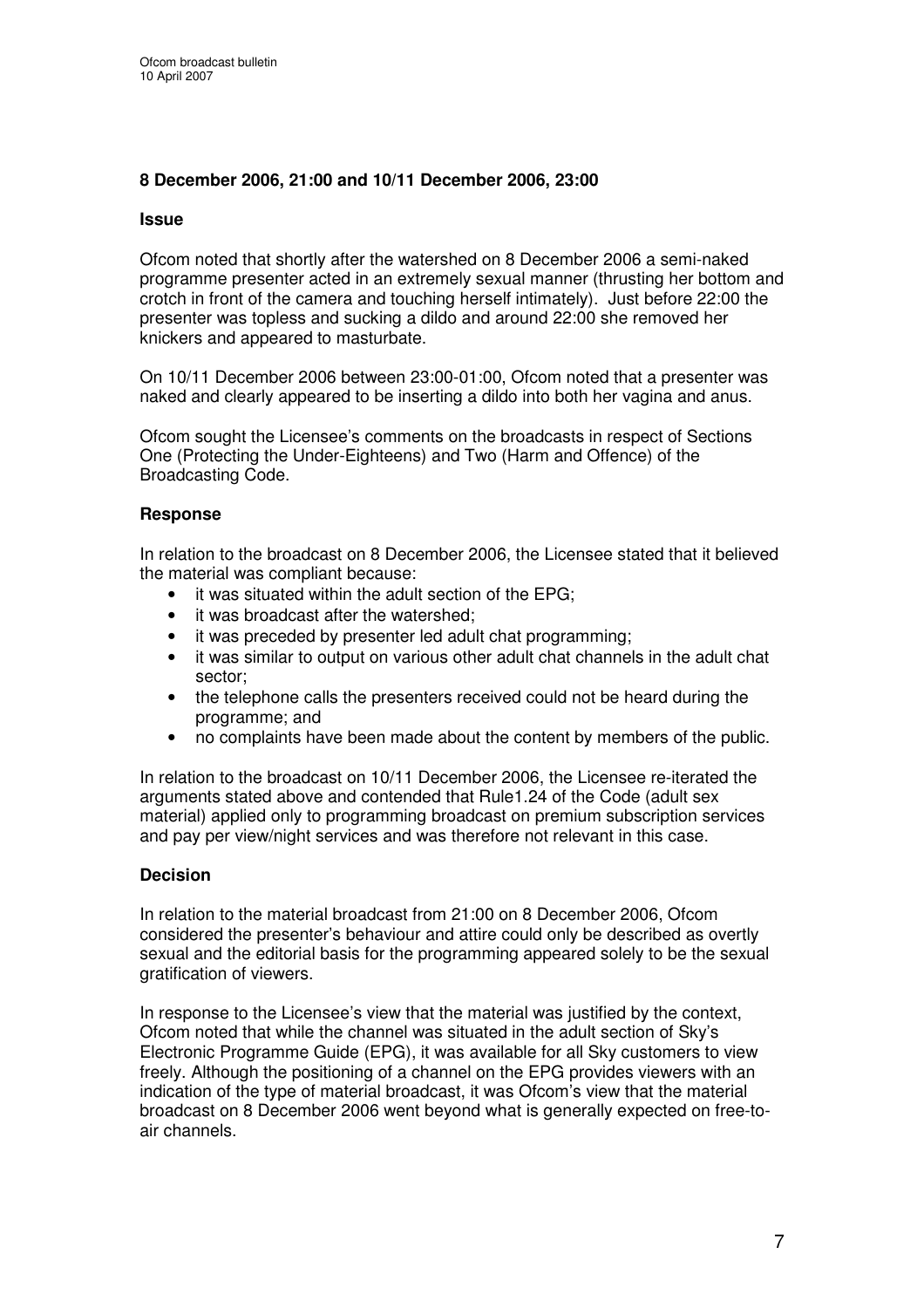**8 December 2006, 21:00 and 10/11 December 2006, 23:00**

**Issue**

Ofcom noted that shortly after the watershed on 8 December 2006 a semi-naked programme presenter acted in an extremely sexual manner (thrusting her bottom and crotch in front of the camera and touching herself intimately). Just before 22:00 the presenter was topless and sucking a dildo and around 22:00 she removed her knickers and appeared to masturbate.

On 10/11 December 2006 between 23:00-01:00, Ofcom noted that a presenter was naked and clearly appeared to be inserting a dildo into both her vagina and anus.

Ofcom sought the Licensee's comments on the broadcasts in respect of Sections One (Protecting the Under-Eighteens) and Two (Harm and Offence) of the Broadcasting Code.

**Response**

In relation to the broadcast on 8 December 2006, the Licensee stated that it believed the material was compliant because:

- it was situated within the adult section of the EPG;
- it was broadcast after the watershed;
- it was preceded by presenter led adult chat programming;
- it was similar to output on various other adult chat channels in the adult chat sector;
- the telephone calls the presenters received could not be heard during the programme; and
- no complaints have been made about the content by members of the public.

In relation to the broadcast on 10/11 December 2006, the Licensee re-iterated the arguments stated above and contended that Rule1.24 of the Code (adult sex material) applied only to programming broadcast on premium subscription services and pay per view/night services and was therefore not relevant in this case.

**Decision**

In relation to the material broadcast from 21:00 on 8 December 2006, Ofcom considered the presenter's behaviour and attire could only be described as overtly sexual and the editorial basis for the programming appeared solely to be the sexual gratification of viewers.

In response to the Licensee's view that the material was justified by the context, Ofcom noted that while the channel was situated in the adult section of Sky's Electronic Programme Guide (EPG), it was available for all Sky customers to view freely. Although the positioning of a channel on the EPG provides viewers with an indication of the type of material broadcast, it was Ofcom's view that the material broadcast on 8 December 2006 went beyond what is generally expected on free-to-air channels.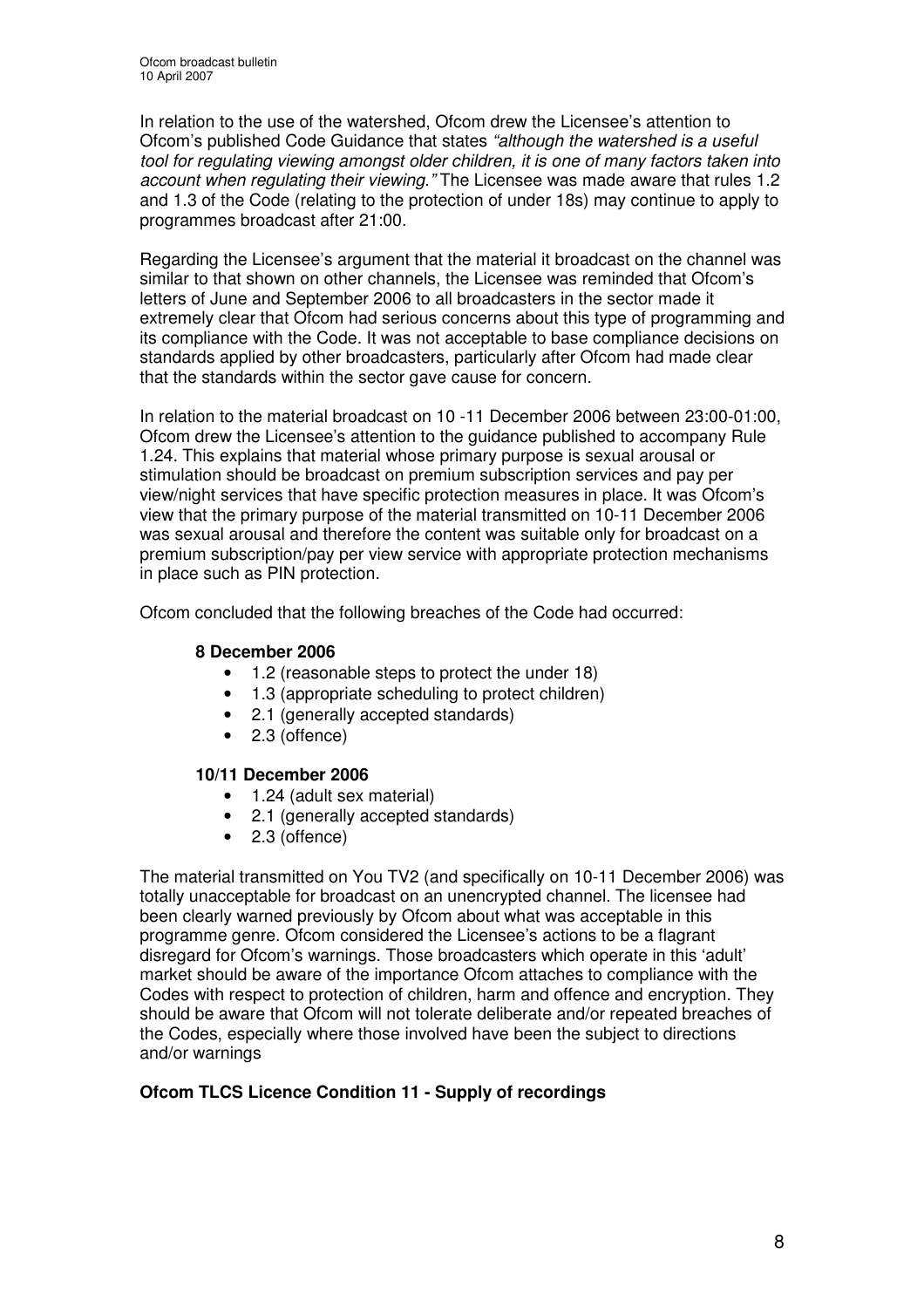In relation to the use of the watershed, Ofcom drew the Licensee's attention to Ofcom's published Code Guidance that states *"although the watershed is a useful tool for regulating viewing amongst older children, it is one of many factors taken into account when regulating their viewing."* The Licensee was made aware that rules 1.2 and 1.3 of the Code (relating to the protection of under 18s) may continue to apply to programmes broadcast after 21:00.

Regarding the Licensee's argument that the material it broadcast on the channel was similar to that shown on other channels, the Licensee was reminded that Ofcom's letters of June and September 2006 to all broadcasters in the sector made it extremely clear that Ofcom had serious concerns about this type of programming and its compliance with the Code. It was not acceptable to base compliance decisions on standards applied by other broadcasters, particularly after Ofcom had made clear that the standards within the sector gave cause for concern.

In relation to the material broadcast on 10 -11 December 2006 between 23:00-01:00, Ofcom drew the Licensee's attention to the guidance published to accompany Rule 1.24. This explains that material whose primary purpose is sexual arousal or stimulation should be broadcast on premium subscription services and pay per view/night services that have specific protection measures in place. It was Ofcom's view that the primary purpose of the material transmitted on 10-11 December 2006 was sexual arousal and therefore the content was suitable only for broadcast on a premium subscription/pay per view service with appropriate protection mechanisms in place such as PIN protection.

Ofcom concluded that the following breaches of the Code had occurred:

**8 December 2006**

- 1.2 (reasonable steps to protect the under 18)
- 1.3 (appropriate scheduling to protect children)
- 2.1 (generally accepted standards)
- 2.3 (offence)

**10/11 December 2006**

- 1.24 (adult sex material)
- 2.1 (generally accepted standards)
- 2.3 (offence)

The material transmitted on You TV2 (and specifically on 10-11 December 2006) was totally unacceptable for broadcast on an unencrypted channel. The licensee had been clearly warned previously by Ofcom about what was acceptable in this programme genre. Ofcom considered the Licensee's actions to be a flagrant disregard for Ofcom's warnings. Those broadcasters which operate in this 'adult' market should be aware of the importance Ofcom attaches to compliance with the Codes with respect to protection of children, harm and offence and encryption. They should be aware that Ofcom will not tolerate deliberate and/or repeated breaches of the Codes, especially where those involved have been the subject to directions and/or warnings

**Ofcom TLCS Licence Condition 11 - Supply of recordings**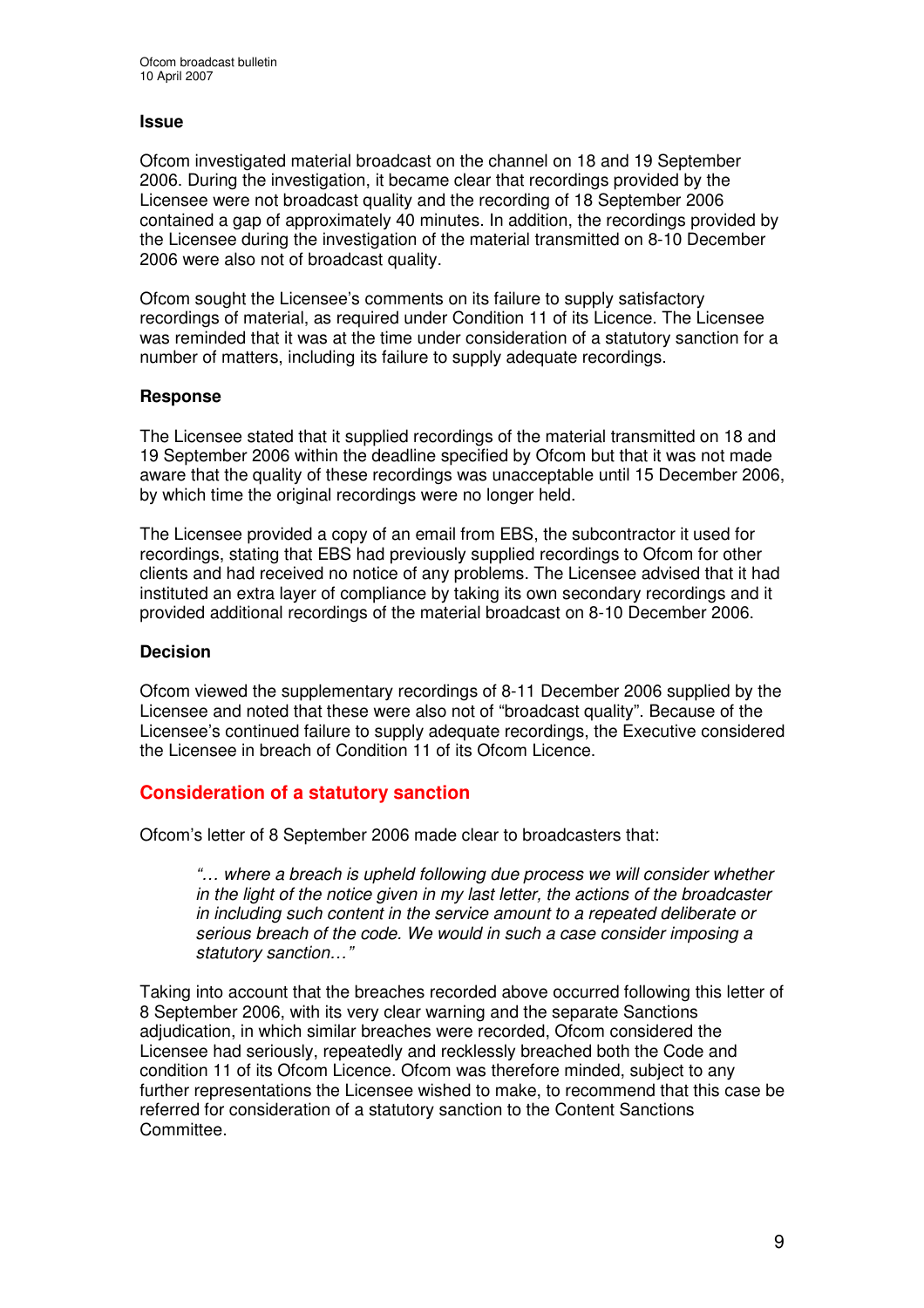### Issue

Ofcom investigated material broadcast on the channel on 18 and 19 September 2006. During the investigation, it became clear that recordings provided by the Licensee were not broadcast quality and the recording of 18 September 2006 contained a gap of approximately 40 minutes. In addition, the recordings provided by the Licensee during the investigation of the material transmitted on 8-10 December 2006 were also not of broadcast quality.

Ofcom sought the Licensee's comments on its failure to supply satisfactory recordings of material, as required under Condition 11 of its Licence. The Licensee was reminded that it was at the time under consideration of a statutory sanction for a number of matters, including its failure to supply adequate recordings.

### Response

The Licensee stated that it supplied recordings of the material transmitted on 18 and 19 September 2006 within the deadline specified by Ofcom but that it was not made aware that the quality of these recordings was unacceptable until 15 December 2006, by which time the original recordings were no longer held.

The Licensee provided a copy of an email from EBS, the subcontractor it used for recordings, stating that EBS had previously supplied recordings to Ofcom for other clients and had received no notice of any problems. The Licensee advised that it had instituted an extra layer of compliance by taking its own secondary recordings and it provided additional recordings of the material broadcast on 8-10 December 2006.

### Decision

Ofcom viewed the supplementary recordings of 8-11 December 2006 supplied by the Licensee and noted that these were also not of "broadcast quality". Because of the Licensee's continued failure to supply adequate recordings, the Executive considered the Licensee in breach of Condition 11 of its Ofcom Licence.

## Consideration of a statutory sanction

Ofcom's letter of 8 September 2006 made clear to broadcasters that:

> *"… where a breach is upheld following due process we will consider whether in the light of the notice given in my last letter, the actions of the broadcaster in including such content in the service amount to a repeated deliberate or serious breach of the code. We would in such a case consider imposing a statutory sanction…"*

Taking into account that the breaches recorded above occurred following this letter of 8 September 2006, with its very clear warning and the separate Sanctions adjudication, in which similar breaches were recorded, Ofcom considered the Licensee had seriously, repeatedly and recklessly breached both the Code and condition 11 of its Ofcom Licence. Ofcom was therefore minded, subject to any further representations the Licensee wished to make, to recommend that this case be referred for consideration of a statutory sanction to the Content Sanctions Committee.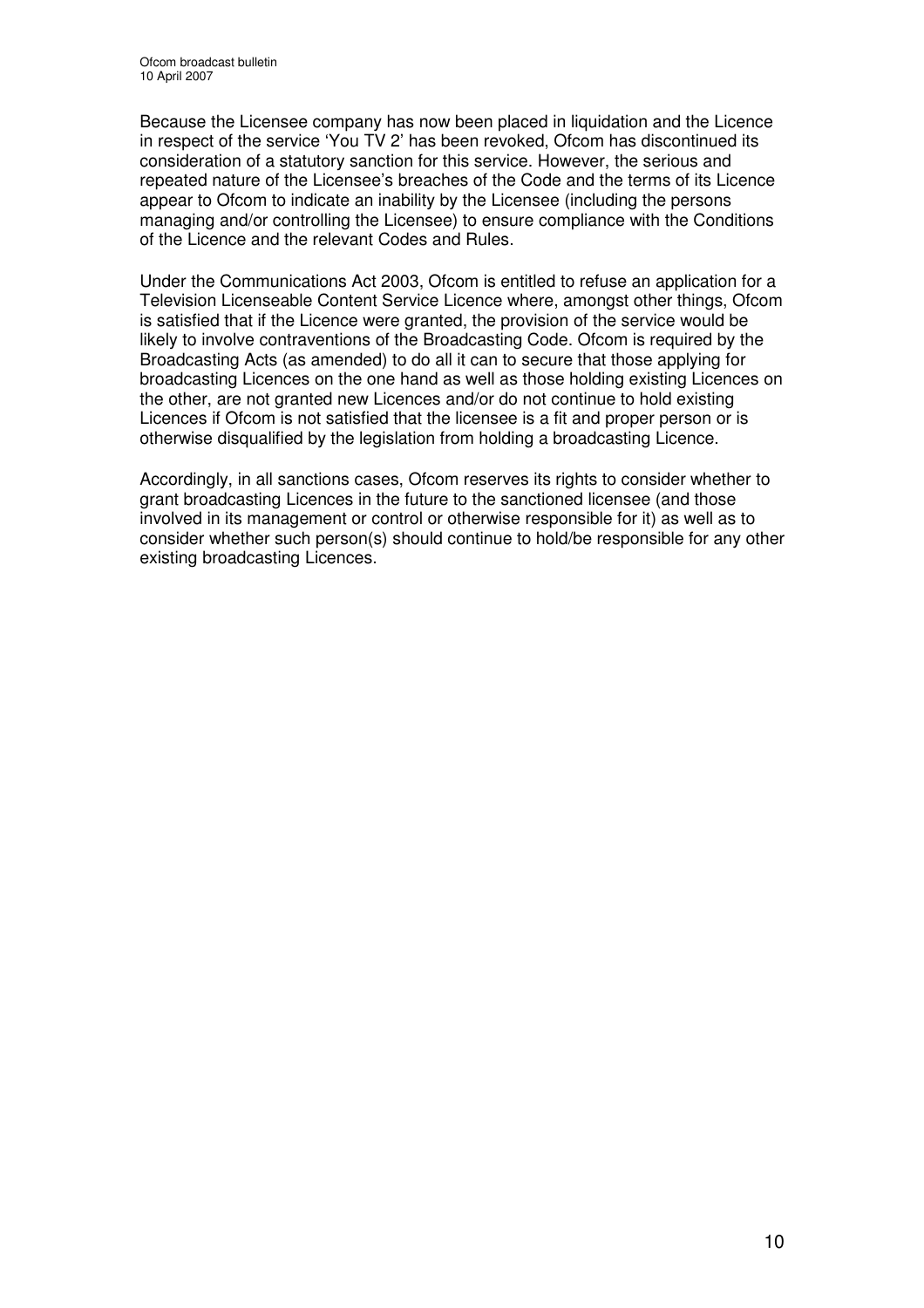Because the Licensee company has now been placed in liquidation and the Licence in respect of the service 'You TV 2' has been revoked, Ofcom has discontinued its consideration of a statutory sanction for this service. However, the serious and repeated nature of the Licensee's breaches of the Code and the terms of its Licence appear to Ofcom to indicate an inability by the Licensee (including the persons managing and/or controlling the Licensee) to ensure compliance with the Conditions of the Licence and the relevant Codes and Rules.

Under the Communications Act 2003, Ofcom is entitled to refuse an application for a Television Licenseable Content Service Licence where, amongst other things, Ofcom is satisfied that if the Licence were granted, the provision of the service would be likely to involve contraventions of the Broadcasting Code. Ofcom is required by the Broadcasting Acts (as amended) to do all it can to secure that those applying for broadcasting Licences on the one hand as well as those holding existing Licences on the other, are not granted new Licences and/or do not continue to hold existing Licences if Ofcom is not satisfied that the licensee is a fit and proper person or is otherwise disqualified by the legislation from holding a broadcasting Licence.

Accordingly, in all sanctions cases, Ofcom reserves its rights to consider whether to grant broadcasting Licences in the future to the sanctioned licensee (and those involved in its management or control or otherwise responsible for it) as well as to consider whether such person(s) should continue to hold/be responsible for any other existing broadcasting Licences.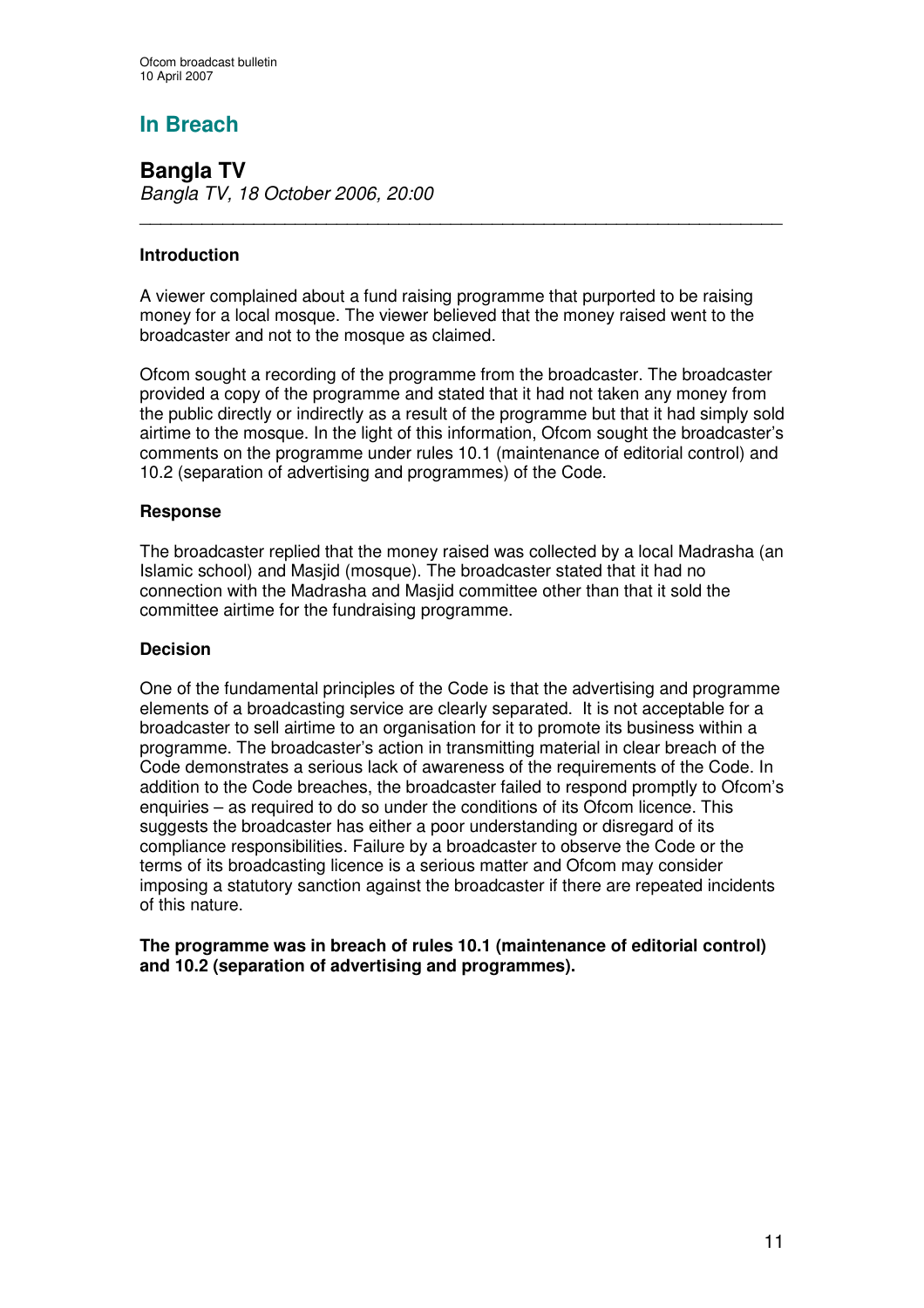## In Breach

### Bangla TV

*Bangla TV, 18 October 2006, 20:00*

---

**Introduction**

A viewer complained about a fund raising programme that purported to be raising money for a local mosque. The viewer believed that the money raised went to the broadcaster and not to the mosque as claimed.

Ofcom sought a recording of the programme from the broadcaster. The broadcaster provided a copy of the programme and stated that it had not taken any money from the public directly or indirectly as a result of the programme but that it had simply sold airtime to the mosque. In the light of this information, Ofcom sought the broadcaster's comments on the programme under rules 10.1 (maintenance of editorial control) and 10.2 (separation of advertising and programmes) of the Code.

**Response**

The broadcaster replied that the money raised was collected by a local Madrasha (an Islamic school) and Masjid (mosque). The broadcaster stated that it had no connection with the Madrasha and Masjid committee other than that it sold the committee airtime for the fundraising programme.

**Decision**

One of the fundamental principles of the Code is that the advertising and programme elements of a broadcasting service are clearly separated. It is not acceptable for a broadcaster to sell airtime to an organisation for it to promote its business within a programme. The broadcaster's action in transmitting material in clear breach of the Code demonstrates a serious lack of awareness of the requirements of the Code. In addition to the Code breaches, the broadcaster failed to respond promptly to Ofcom's enquiries – as required to do so under the conditions of its Ofcom licence. This suggests the broadcaster has either a poor understanding or disregard of its compliance responsibilities. Failure by a broadcaster to observe the Code or the terms of its broadcasting licence is a serious matter and Ofcom may consider imposing a statutory sanction against the broadcaster if there are repeated incidents of this nature.

**The programme was in breach of rules 10.1 (maintenance of editorial control) and 10.2 (separation of advertising and programmes).**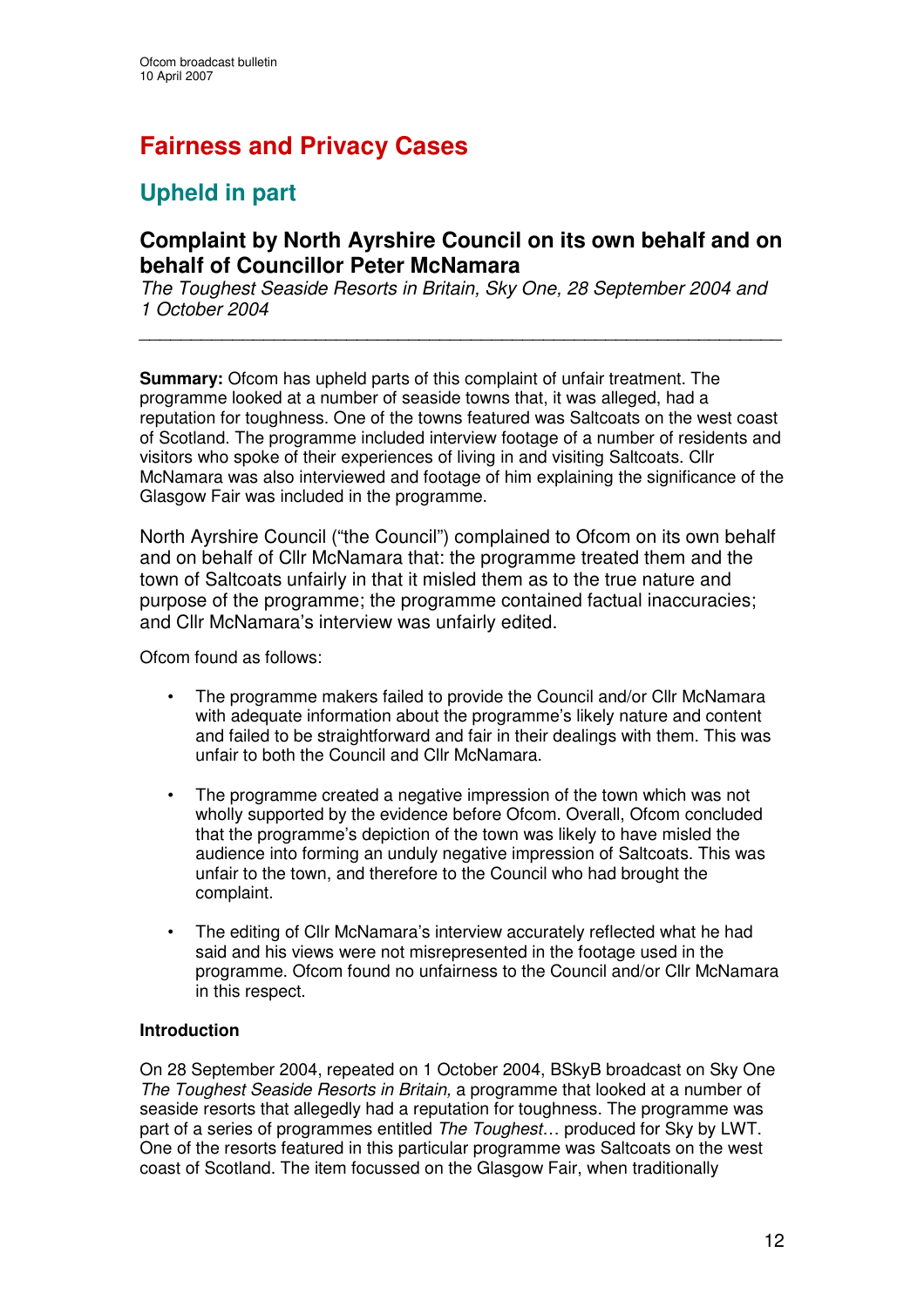# Fairness and Privacy Cases

## Upheld in part

### Complaint by North Ayrshire Council on its own behalf and on behalf of Councillor Peter McNamara

*The Toughest Seaside Resorts in Britain, Sky One, 28 September 2004 and 1 October 2004*

---

**Summary:** Ofcom has upheld parts of this complaint of unfair treatment. The programme looked at a number of seaside towns that, it was alleged, had a reputation for toughness. One of the towns featured was Saltcoats on the west coast of Scotland. The programme included interview footage of a number of residents and visitors who spoke of their experiences of living in and visiting Saltcoats. Cllr McNamara was also interviewed and footage of him explaining the significance of the Glasgow Fair was included in the programme.

North Ayrshire Council ("the Council") complained to Ofcom on its own behalf and on behalf of Cllr McNamara that: the programme treated them and the town of Saltcoats unfairly in that it misled them as to the true nature and purpose of the programme; the programme contained factual inaccuracies; and Cllr McNamara's interview was unfairly edited.

Ofcom found as follows:

- The programme makers failed to provide the Council and/or Cllr McNamara with adequate information about the programme's likely nature and content and failed to be straightforward and fair in their dealings with them. This was unfair to both the Council and Cllr McNamara.
- The programme created a negative impression of the town which was not wholly supported by the evidence before Ofcom. Overall, Ofcom concluded that the programme's depiction of the town was likely to have misled the audience into forming an unduly negative impression of Saltcoats. This was unfair to the town, and therefore to the Council who had brought the complaint.
- The editing of Cllr McNamara's interview accurately reflected what he had said and his views were not misrepresented in the footage used in the programme. Ofcom found no unfairness to the Council and/or Cllr McNamara in this respect.

**Introduction**

On 28 September 2004, repeated on 1 October 2004, BSkyB broadcast on Sky One *The Toughest Seaside Resorts in Britain,* a programme that looked at a number of seaside resorts that allegedly had a reputation for toughness. The programme was part of a series of programmes entitled *The Toughest…* produced for Sky by LWT. One of the resorts featured in this particular programme was Saltcoats on the west coast of Scotland. The item focussed on the Glasgow Fair, when traditionally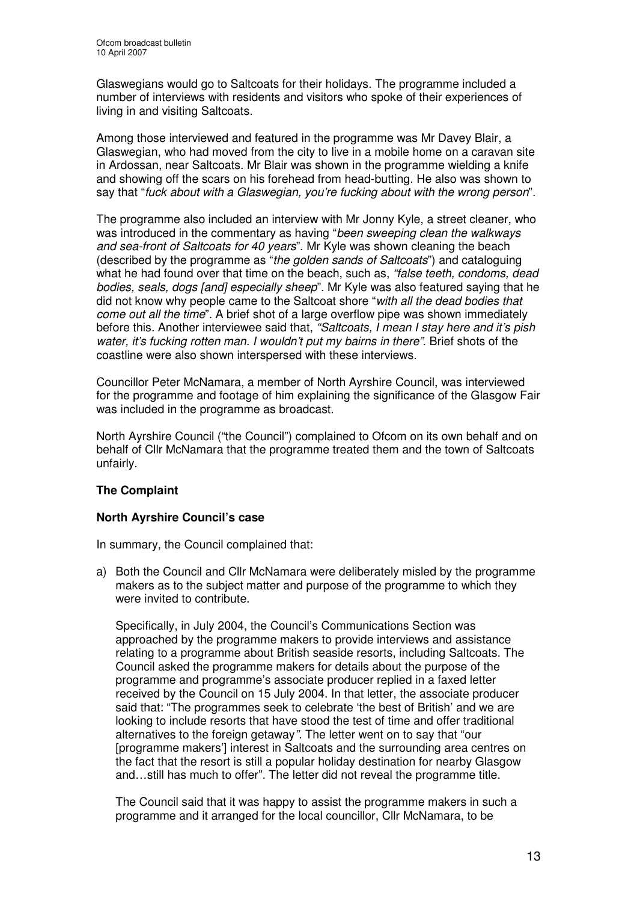Glaswegians would go to Saltcoats for their holidays. The programme included a number of interviews with residents and visitors who spoke of their experiences of living in and visiting Saltcoats.

Among those interviewed and featured in the programme was Mr Davey Blair, a Glaswegian, who had moved from the city to live in a mobile home on a caravan site in Ardossan, near Saltcoats. Mr Blair was shown in the programme wielding a knife and showing off the scars on his forehead from head-butting. He also was shown to say that "*fuck about with a Glaswegian, you're fucking about with the wrong person*".

The programme also included an interview with Mr Jonny Kyle, a street cleaner, who was introduced in the commentary as having "*been sweeping clean the walkways and sea-front of Saltcoats for 40 years*". Mr Kyle was shown cleaning the beach (described by the programme as "*the golden sands of Saltcoats*") and cataloguing what he had found over that time on the beach, such as, *"false teeth, condoms, dead bodies, seals, dogs [and] especially sheep*". Mr Kyle was also featured saying that he did not know why people came to the Saltcoat shore "*with all the dead bodies that come out all the time*". A brief shot of a large overflow pipe was shown immediately before this. Another interviewee said that, *"Saltcoats, I mean I stay here and it's pish water, it's fucking rotten man. I wouldn't put my bairns in there"*. Brief shots of the coastline were also shown interspersed with these interviews.

Councillor Peter McNamara, a member of North Ayrshire Council, was interviewed for the programme and footage of him explaining the significance of the Glasgow Fair was included in the programme as broadcast.

North Ayrshire Council ("the Council") complained to Ofcom on its own behalf and on behalf of Cllr McNamara that the programme treated them and the town of Saltcoats unfairly.

**The Complaint**

**North Ayrshire Council's case**

In summary, the Council complained that:

a) Both the Council and Cllr McNamara were deliberately misled by the programme makers as to the subject matter and purpose of the programme to which they were invited to contribute.

   Specifically, in July 2004, the Council's Communications Section was approached by the programme makers to provide interviews and assistance relating to a programme about British seaside resorts, including Saltcoats. The Council asked the programme makers for details about the purpose of the programme and programme's associate producer replied in a faxed letter received by the Council on 15 July 2004. In that letter, the associate producer said that: "The programmes seek to celebrate 'the best of British' and we are looking to include resorts that have stood the test of time and offer traditional alternatives to the foreign getaway*"*. The letter went on to say that "our [programme makers'] interest in Saltcoats and the surrounding area centres on the fact that the resort is still a popular holiday destination for nearby Glasgow and…still has much to offer". The letter did not reveal the programme title.

   The Council said that it was happy to assist the programme makers in such a programme and it arranged for the local councillor, Cllr McNamara, to be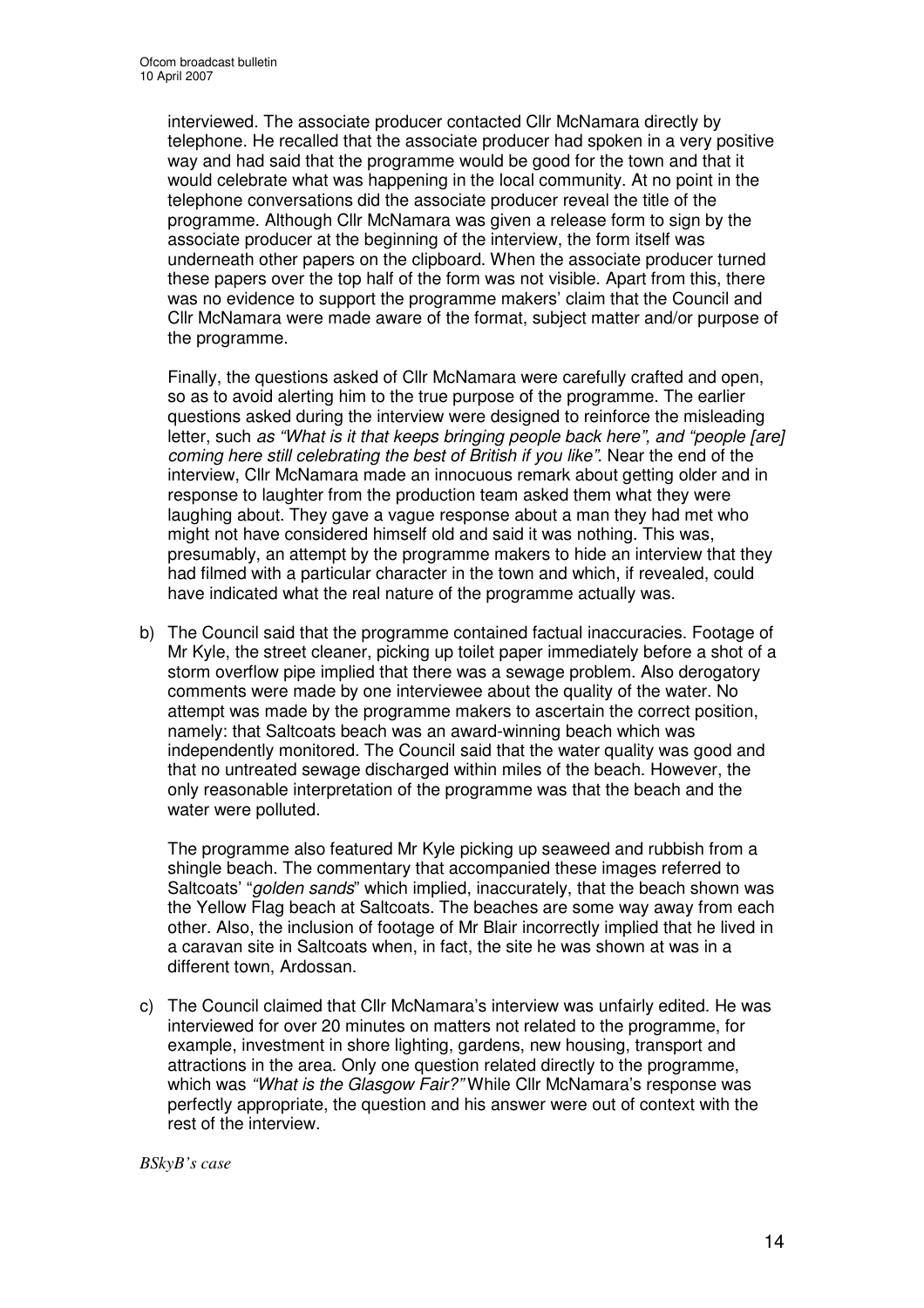interviewed. The associate producer contacted Cllr McNamara directly by telephone. He recalled that the associate producer had spoken in a very positive way and had said that the programme would be good for the town and that it would celebrate what was happening in the local community. At no point in the telephone conversations did the associate producer reveal the title of the programme. Although Cllr McNamara was given a release form to sign by the associate producer at the beginning of the interview, the form itself was underneath other papers on the clipboard. When the associate producer turned these papers over the top half of the form was not visible. Apart from this, there was no evidence to support the programme makers' claim that the Council and Cllr McNamara were made aware of the format, subject matter and/or purpose of the programme.

Finally, the questions asked of Cllr McNamara were carefully crafted and open, so as to avoid alerting him to the true purpose of the programme. The earlier questions asked during the interview were designed to reinforce the misleading letter, such *as "What is it that keeps bringing people back here", and "people [are] coming here still celebrating the best of British if you like"*. Near the end of the interview, Cllr McNamara made an innocuous remark about getting older and in response to laughter from the production team asked them what they were laughing about. They gave a vague response about a man they had met who might not have considered himself old and said it was nothing. This was, presumably, an attempt by the programme makers to hide an interview that they had filmed with a particular character in the town and which, if revealed, could have indicated what the real nature of the programme actually was.

b) The Council said that the programme contained factual inaccuracies. Footage of Mr Kyle, the street cleaner, picking up toilet paper immediately before a shot of a storm overflow pipe implied that there was a sewage problem. Also derogatory comments were made by one interviewee about the quality of the water. No attempt was made by the programme makers to ascertain the correct position, namely: that Saltcoats beach was an award-winning beach which was independently monitored. The Council said that the water quality was good and that no untreated sewage discharged within miles of the beach. However, the only reasonable interpretation of the programme was that the beach and the water were polluted.

   The programme also featured Mr Kyle picking up seaweed and rubbish from a shingle beach. The commentary that accompanied these images referred to Saltcoats' "*golden sands*" which implied, inaccurately, that the beach shown was the Yellow Flag beach at Saltcoats. The beaches are some way away from each other. Also, the inclusion of footage of Mr Blair incorrectly implied that he lived in a caravan site in Saltcoats when, in fact, the site he was shown at was in a different town, Ardossan.

c) The Council claimed that Cllr McNamara's interview was unfairly edited. He was interviewed for over 20 minutes on matters not related to the programme, for example, investment in shore lighting, gardens, new housing, transport and attractions in the area. Only one question related directly to the programme, which was *"What is the Glasgow Fair?"* While Cllr McNamara's response was perfectly appropriate, the question and his answer were out of context with the rest of the interview.

*BSkyB's case*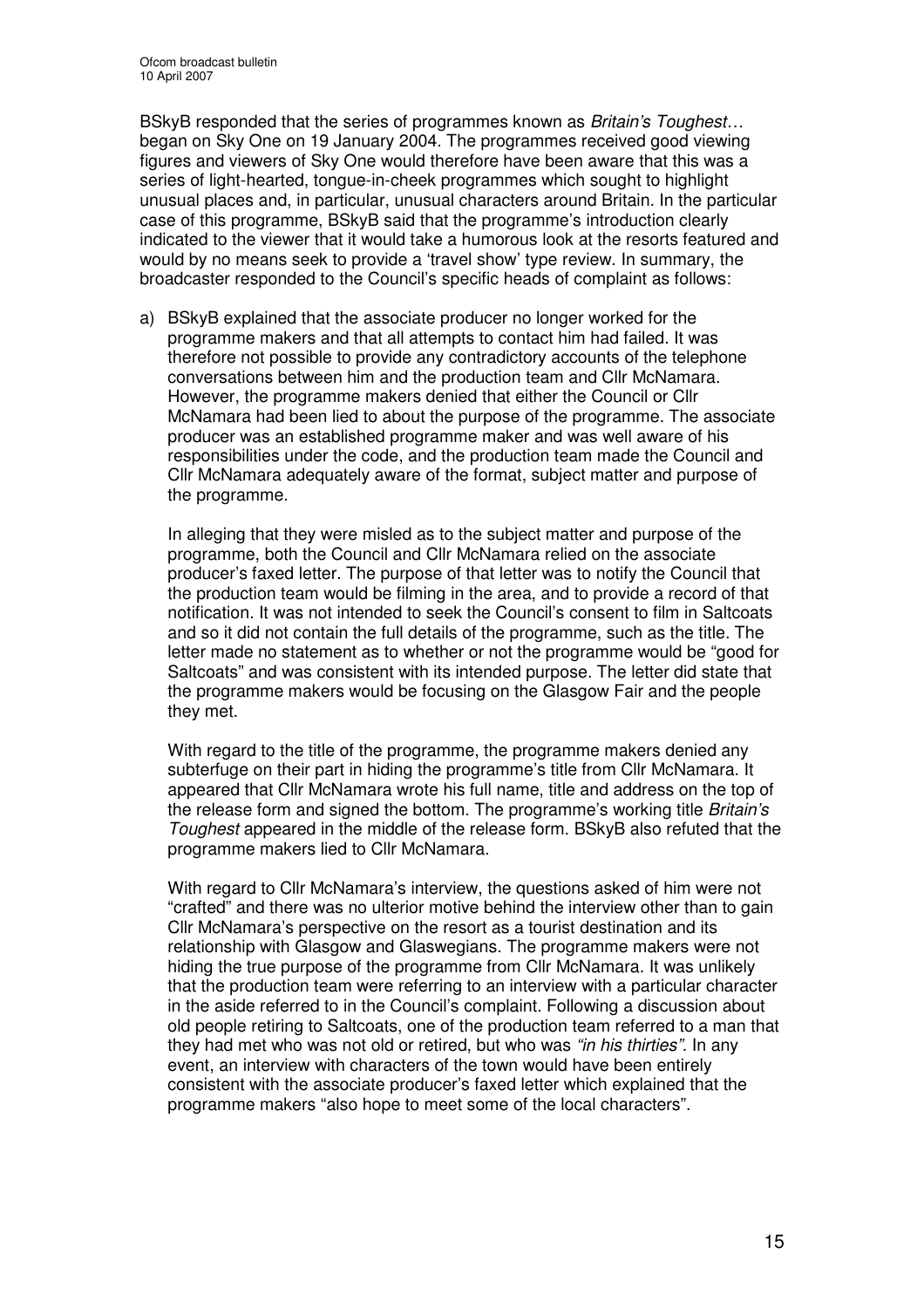BSkyB responded that the series of programmes known as *Britain's Toughest…* began on Sky One on 19 January 2004. The programmes received good viewing figures and viewers of Sky One would therefore have been aware that this was a series of light-hearted, tongue-in-cheek programmes which sought to highlight unusual places and, in particular, unusual characters around Britain. In the particular case of this programme, BSkyB said that the programme's introduction clearly indicated to the viewer that it would take a humorous look at the resorts featured and would by no means seek to provide a 'travel show' type review. In summary, the broadcaster responded to the Council's specific heads of complaint as follows:

a) BSkyB explained that the associate producer no longer worked for the programme makers and that all attempts to contact him had failed. It was therefore not possible to provide any contradictory accounts of the telephone conversations between him and the production team and Cllr McNamara. However, the programme makers denied that either the Council or Cllr McNamara had been lied to about the purpose of the programme. The associate producer was an established programme maker and was well aware of his responsibilities under the code, and the production team made the Council and Cllr McNamara adequately aware of the format, subject matter and purpose of the programme.

   In alleging that they were misled as to the subject matter and purpose of the programme, both the Council and Cllr McNamara relied on the associate producer's faxed letter. The purpose of that letter was to notify the Council that the production team would be filming in the area, and to provide a record of that notification. It was not intended to seek the Council's consent to film in Saltcoats and so it did not contain the full details of the programme, such as the title. The letter made no statement as to whether or not the programme would be "good for Saltcoats" and was consistent with its intended purpose. The letter did state that the programme makers would be focusing on the Glasgow Fair and the people they met.

   With regard to the title of the programme, the programme makers denied any subterfuge on their part in hiding the programme's title from Cllr McNamara. It appeared that Cllr McNamara wrote his full name, title and address on the top of the release form and signed the bottom. The programme's working title *Britain's Toughest* appeared in the middle of the release form. BSkyB also refuted that the programme makers lied to Cllr McNamara.

   With regard to Cllr McNamara's interview, the questions asked of him were not "crafted" and there was no ulterior motive behind the interview other than to gain Cllr McNamara's perspective on the resort as a tourist destination and its relationship with Glasgow and Glaswegians. The programme makers were not hiding the true purpose of the programme from Cllr McNamara. It was unlikely that the production team were referring to an interview with a particular character in the aside referred to in the Council's complaint. Following a discussion about old people retiring to Saltcoats, one of the production team referred to a man that they had met who was not old or retired, but who was *"in his thirties"*. In any event, an interview with characters of the town would have been entirely consistent with the associate producer's faxed letter which explained that the programme makers "also hope to meet some of the local characters".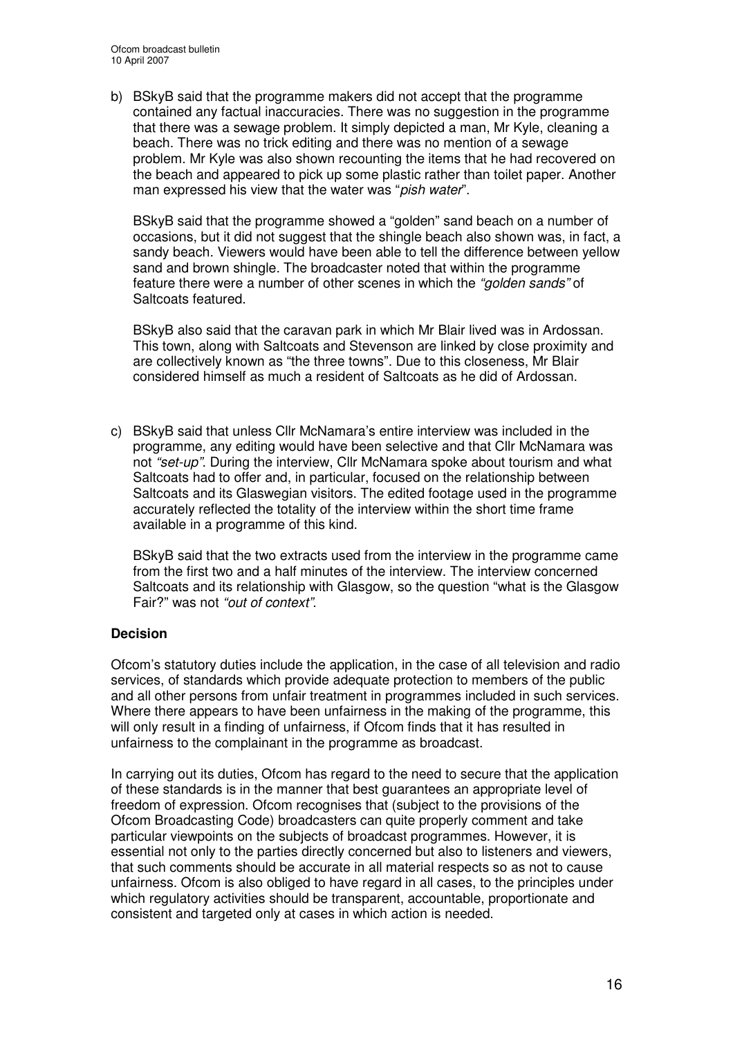b) BSkyB said that the programme makers did not accept that the programme contained any factual inaccuracies. There was no suggestion in the programme that there was a sewage problem. It simply depicted a man, Mr Kyle, cleaning a beach. There was no trick editing and there was no mention of a sewage problem. Mr Kyle was also shown recounting the items that he had recovered on the beach and appeared to pick up some plastic rather than toilet paper. Another man expressed his view that the water was "*pish water*".

   BSkyB said that the programme showed a "golden" sand beach on a number of occasions, but it did not suggest that the shingle beach also shown was, in fact, a sandy beach. Viewers would have been able to tell the difference between yellow sand and brown shingle. The broadcaster noted that within the programme feature there were a number of other scenes in which the *"golden sands"* of Saltcoats featured.

   BSkyB also said that the caravan park in which Mr Blair lived was in Ardossan. This town, along with Saltcoats and Stevenson are linked by close proximity and are collectively known as "the three towns". Due to this closeness, Mr Blair considered himself as much a resident of Saltcoats as he did of Ardossan.

c) BSkyB said that unless Cllr McNamara's entire interview was included in the programme, any editing would have been selective and that Cllr McNamara was not *"set-up".* During the interview, Cllr McNamara spoke about tourism and what Saltcoats had to offer and, in particular, focused on the relationship between Saltcoats and its Glaswegian visitors. The edited footage used in the programme accurately reflected the totality of the interview within the short time frame available in a programme of this kind.

   BSkyB said that the two extracts used from the interview in the programme came from the first two and a half minutes of the interview. The interview concerned Saltcoats and its relationship with Glasgow, so the question "what is the Glasgow Fair?" was not *"out of context"*.

## Decision

Ofcom's statutory duties include the application, in the case of all television and radio services, of standards which provide adequate protection to members of the public and all other persons from unfair treatment in programmes included in such services. Where there appears to have been unfairness in the making of the programme, this will only result in a finding of unfairness, if Ofcom finds that it has resulted in unfairness to the complainant in the programme as broadcast.

In carrying out its duties, Ofcom has regard to the need to secure that the application of these standards is in the manner that best guarantees an appropriate level of freedom of expression. Ofcom recognises that (subject to the provisions of the Ofcom Broadcasting Code) broadcasters can quite properly comment and take particular viewpoints on the subjects of broadcast programmes. However, it is essential not only to the parties directly concerned but also to listeners and viewers, that such comments should be accurate in all material respects so as not to cause unfairness. Ofcom is also obliged to have regard in all cases, to the principles under which regulatory activities should be transparent, accountable, proportionate and consistent and targeted only at cases in which action is needed.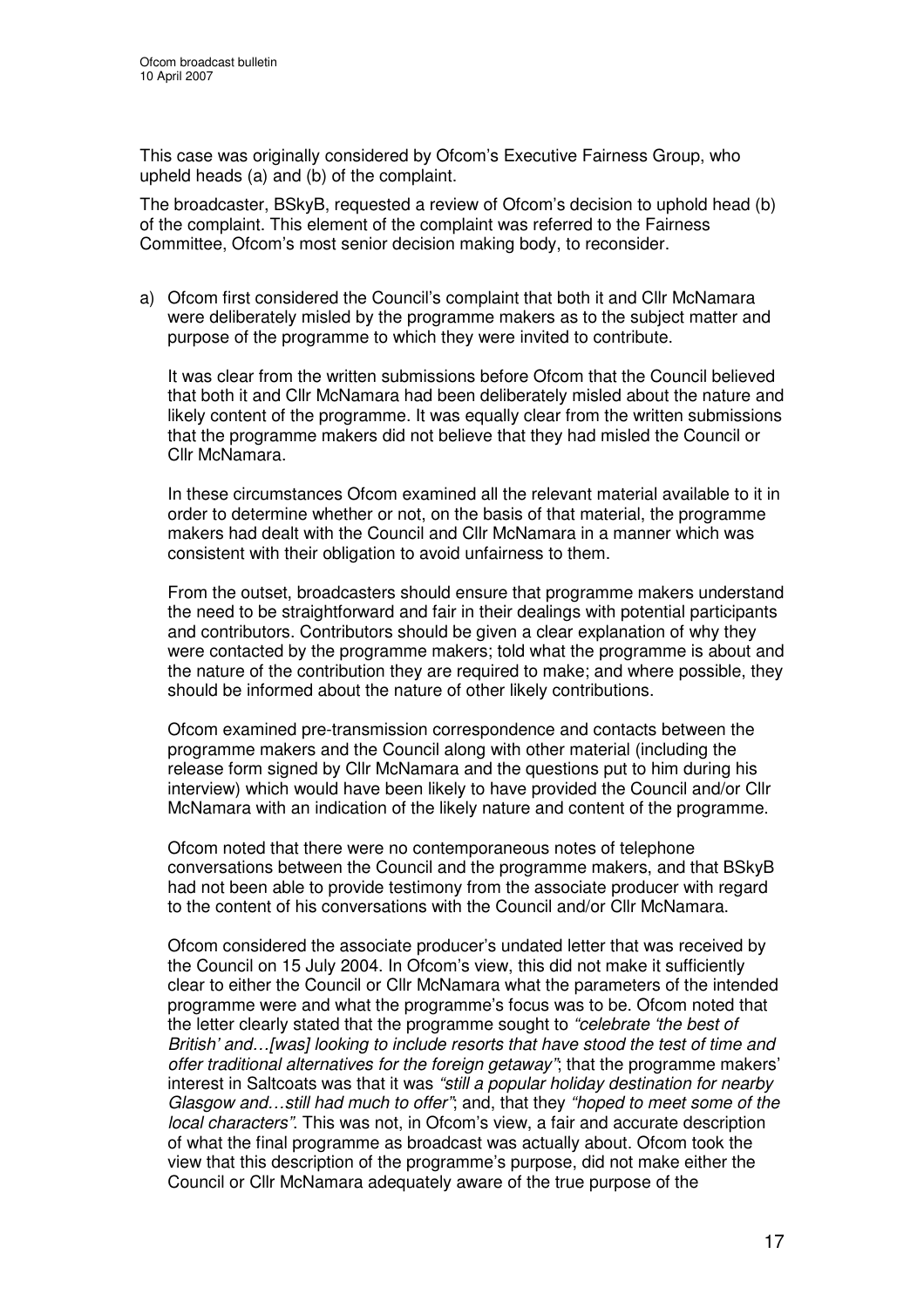This case was originally considered by Ofcom's Executive Fairness Group, who upheld heads (a) and (b) of the complaint.

The broadcaster, BSkyB, requested a review of Ofcom's decision to uphold head (b) of the complaint. This element of the complaint was referred to the Fairness Committee, Ofcom's most senior decision making body, to reconsider.

a) Ofcom first considered the Council's complaint that both it and Cllr McNamara were deliberately misled by the programme makers as to the subject matter and purpose of the programme to which they were invited to contribute.

   It was clear from the written submissions before Ofcom that the Council believed that both it and Cllr McNamara had been deliberately misled about the nature and likely content of the programme. It was equally clear from the written submissions that the programme makers did not believe that they had misled the Council or Cllr McNamara.

   In these circumstances Ofcom examined all the relevant material available to it in order to determine whether or not, on the basis of that material, the programme makers had dealt with the Council and Cllr McNamara in a manner which was consistent with their obligation to avoid unfairness to them.

   From the outset, broadcasters should ensure that programme makers understand the need to be straightforward and fair in their dealings with potential participants and contributors. Contributors should be given a clear explanation of why they were contacted by the programme makers; told what the programme is about and the nature of the contribution they are required to make; and where possible, they should be informed about the nature of other likely contributions.

   Ofcom examined pre-transmission correspondence and contacts between the programme makers and the Council along with other material (including the release form signed by Cllr McNamara and the questions put to him during his interview) which would have been likely to have provided the Council and/or Cllr McNamara with an indication of the likely nature and content of the programme.

   Ofcom noted that there were no contemporaneous notes of telephone conversations between the Council and the programme makers, and that BSkyB had not been able to provide testimony from the associate producer with regard to the content of his conversations with the Council and/or Cllr McNamara.

   Ofcom considered the associate producer's undated letter that was received by the Council on 15 July 2004. In Ofcom's view, this did not make it sufficiently clear to either the Council or Cllr McNamara what the parameters of the intended programme were and what the programme's focus was to be. Ofcom noted that the letter clearly stated that the programme sought to *"celebrate 'the best of British' and…[was] looking to include resorts that have stood the test of time and offer traditional alternatives for the foreign getaway"*; that the programme makers' interest in Saltcoats was that it was *"still a popular holiday destination for nearby Glasgow and…still had much to offer"*; and, that they *"hoped to meet some of the local characters"*. This was not, in Ofcom's view, a fair and accurate description of what the final programme as broadcast was actually about. Ofcom took the view that this description of the programme's purpose, did not make either the Council or Cllr McNamara adequately aware of the true purpose of the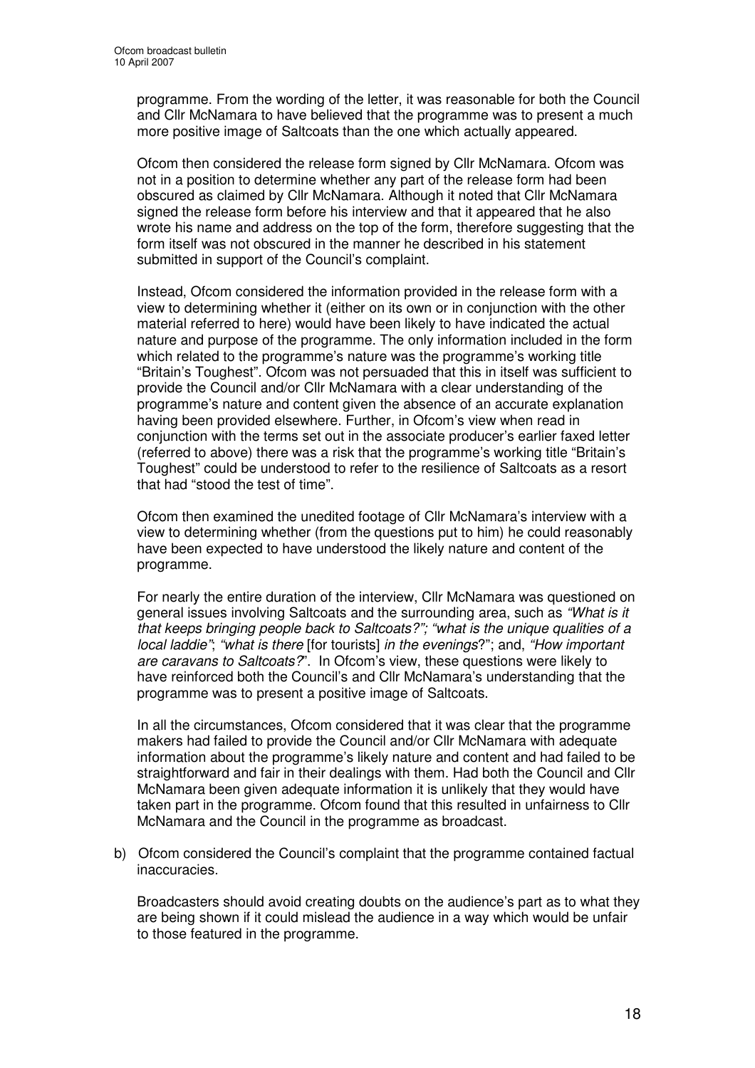programme. From the wording of the letter, it was reasonable for both the Council and Cllr McNamara to have believed that the programme was to present a much more positive image of Saltcoats than the one which actually appeared.

Ofcom then considered the release form signed by Cllr McNamara. Ofcom was not in a position to determine whether any part of the release form had been obscured as claimed by Cllr McNamara. Although it noted that Cllr McNamara signed the release form before his interview and that it appeared that he also wrote his name and address on the top of the form, therefore suggesting that the form itself was not obscured in the manner he described in his statement submitted in support of the Council's complaint.

Instead, Ofcom considered the information provided in the release form with a view to determining whether it (either on its own or in conjunction with the other material referred to here) would have been likely to have indicated the actual nature and purpose of the programme. The only information included in the form which related to the programme's nature was the programme's working title "Britain's Toughest". Ofcom was not persuaded that this in itself was sufficient to provide the Council and/or Cllr McNamara with a clear understanding of the programme's nature and content given the absence of an accurate explanation having been provided elsewhere. Further, in Ofcom's view when read in conjunction with the terms set out in the associate producer's earlier faxed letter (referred to above) there was a risk that the programme's working title "Britain's Toughest" could be understood to refer to the resilience of Saltcoats as a resort that had "stood the test of time".

Ofcom then examined the unedited footage of Cllr McNamara's interview with a view to determining whether (from the questions put to him) he could reasonably have been expected to have understood the likely nature and content of the programme.

For nearly the entire duration of the interview, Cllr McNamara was questioned on general issues involving Saltcoats and the surrounding area, such as *"What is it that keeps bringing people back to Saltcoats?"; "what is the unique qualities of a local laddie"*; *"what is there* [for tourists] *in the evenings*?"; and, *"How important are caravans to Saltcoats?*". In Ofcom's view, these questions were likely to have reinforced both the Council's and Cllr McNamara's understanding that the programme was to present a positive image of Saltcoats.

In all the circumstances, Ofcom considered that it was clear that the programme makers had failed to provide the Council and/or Cllr McNamara with adequate information about the programme's likely nature and content and had failed to be straightforward and fair in their dealings with them. Had both the Council and Cllr McNamara been given adequate information it is unlikely that they would have taken part in the programme. Ofcom found that this resulted in unfairness to Cllr McNamara and the Council in the programme as broadcast.

b) Ofcom considered the Council's complaint that the programme contained factual inaccuracies.

Broadcasters should avoid creating doubts on the audience's part as to what they are being shown if it could mislead the audience in a way which would be unfair to those featured in the programme.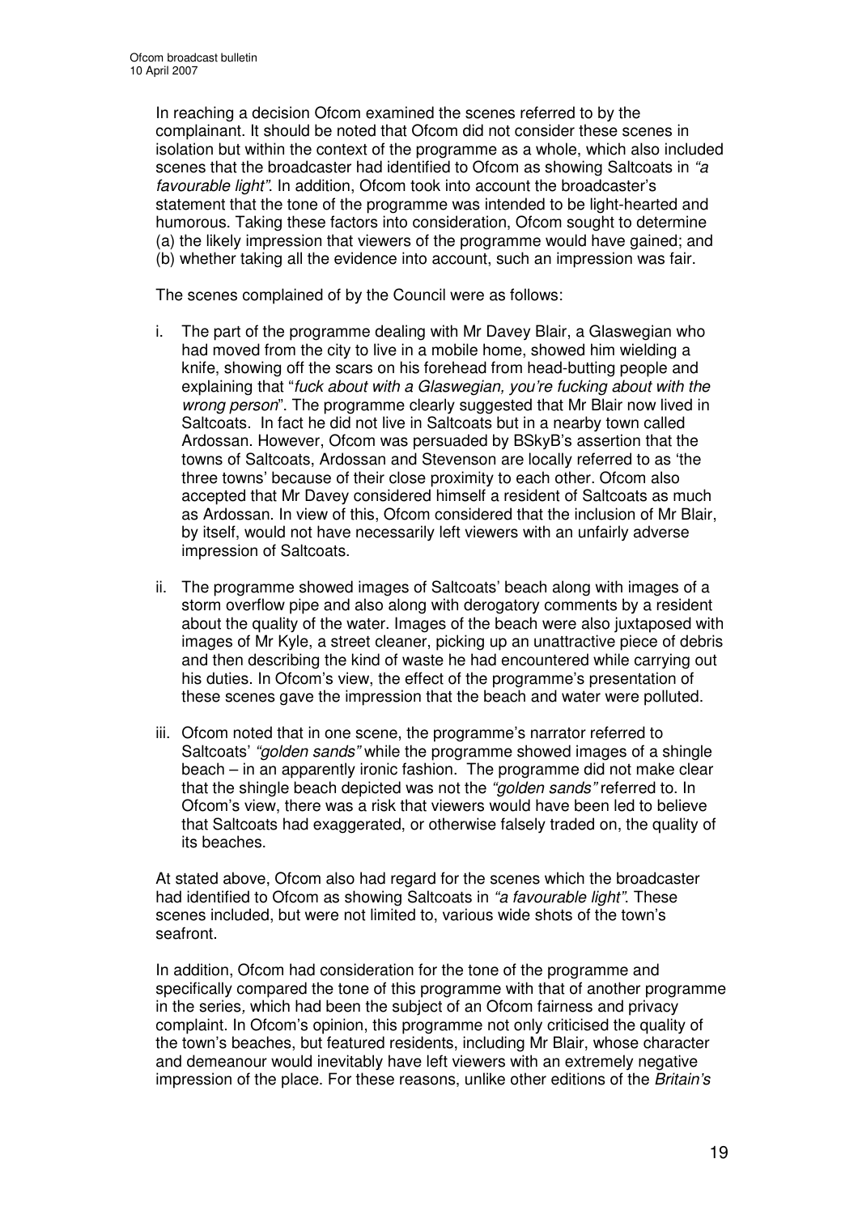In reaching a decision Ofcom examined the scenes referred to by the complainant. It should be noted that Ofcom did not consider these scenes in isolation but within the context of the programme as a whole, which also included scenes that the broadcaster had identified to Ofcom as showing Saltcoats in *"a favourable light"*. In addition, Ofcom took into account the broadcaster's statement that the tone of the programme was intended to be light-hearted and humorous. Taking these factors into consideration, Ofcom sought to determine (a) the likely impression that viewers of the programme would have gained; and (b) whether taking all the evidence into account, such an impression was fair.

The scenes complained of by the Council were as follows:

i. The part of the programme dealing with Mr Davey Blair, a Glaswegian who had moved from the city to live in a mobile home, showed him wielding a knife, showing off the scars on his forehead from head-butting people and explaining that "*fuck about with a Glaswegian, you're fucking about with the wrong person*". The programme clearly suggested that Mr Blair now lived in Saltcoats. In fact he did not live in Saltcoats but in a nearby town called Ardossan. However, Ofcom was persuaded by BSkyB's assertion that the towns of Saltcoats, Ardossan and Stevenson are locally referred to as 'the three towns' because of their close proximity to each other. Ofcom also accepted that Mr Davey considered himself a resident of Saltcoats as much as Ardossan. In view of this, Ofcom considered that the inclusion of Mr Blair, by itself, would not have necessarily left viewers with an unfairly adverse impression of Saltcoats.

ii. The programme showed images of Saltcoats' beach along with images of a storm overflow pipe and also along with derogatory comments by a resident about the quality of the water. Images of the beach were also juxtaposed with images of Mr Kyle, a street cleaner, picking up an unattractive piece of debris and then describing the kind of waste he had encountered while carrying out his duties. In Ofcom's view, the effect of the programme's presentation of these scenes gave the impression that the beach and water were polluted.

iii. Ofcom noted that in one scene, the programme's narrator referred to Saltcoats' *"golden sands"* while the programme showed images of a shingle beach – in an apparently ironic fashion. The programme did not make clear that the shingle beach depicted was not the *"golden sands"* referred to. In Ofcom's view, there was a risk that viewers would have been led to believe that Saltcoats had exaggerated, or otherwise falsely traded on, the quality of its beaches.

At stated above, Ofcom also had regard for the scenes which the broadcaster had identified to Ofcom as showing Saltcoats in *"a favourable light"*. These scenes included, but were not limited to, various wide shots of the town's seafront.

In addition, Ofcom had consideration for the tone of the programme and specifically compared the tone of this programme with that of another programme in the series, which had been the subject of an Ofcom fairness and privacy complaint. In Ofcom's opinion, this programme not only criticised the quality of the town's beaches, but featured residents, including Mr Blair, whose character and demeanour would inevitably have left viewers with an extremely negative impression of the place. For these reasons, unlike other editions of the *Britain's*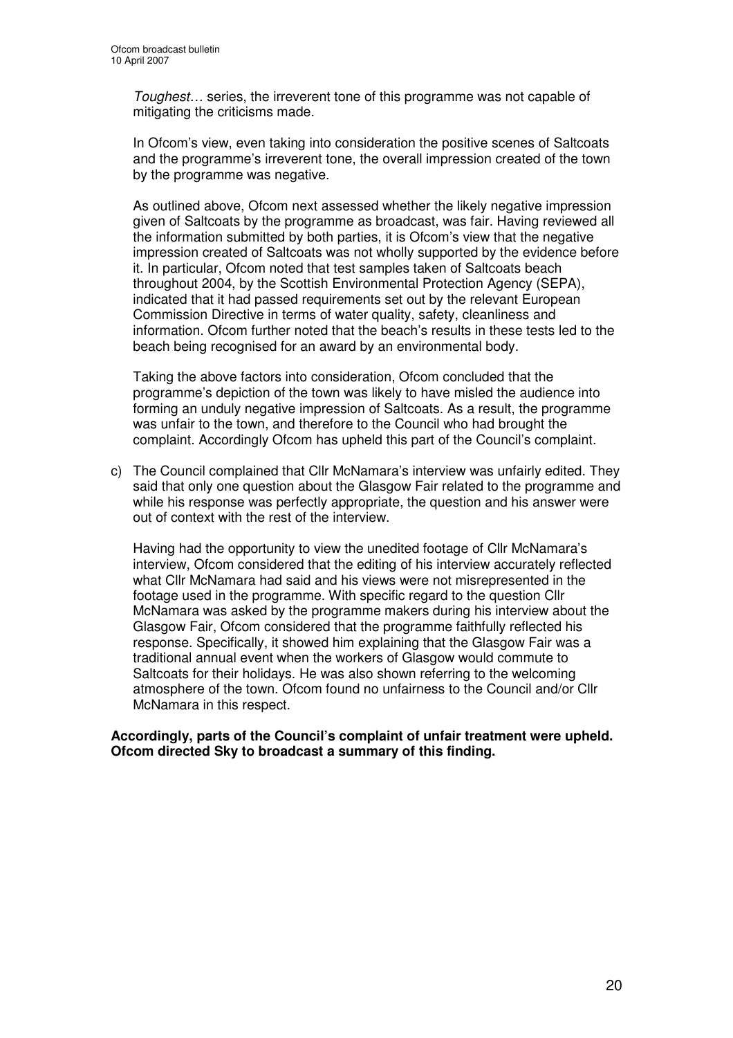*Toughest…* series, the irreverent tone of this programme was not capable of mitigating the criticisms made.

In Ofcom's view, even taking into consideration the positive scenes of Saltcoats and the programme's irreverent tone, the overall impression created of the town by the programme was negative.

As outlined above, Ofcom next assessed whether the likely negative impression given of Saltcoats by the programme as broadcast, was fair. Having reviewed all the information submitted by both parties, it is Ofcom's view that the negative impression created of Saltcoats was not wholly supported by the evidence before it. In particular, Ofcom noted that test samples taken of Saltcoats beach throughout 2004, by the Scottish Environmental Protection Agency (SEPA), indicated that it had passed requirements set out by the relevant European Commission Directive in terms of water quality, safety, cleanliness and information. Ofcom further noted that the beach's results in these tests led to the beach being recognised for an award by an environmental body.

Taking the above factors into consideration, Ofcom concluded that the programme's depiction of the town was likely to have misled the audience into forming an unduly negative impression of Saltcoats. As a result, the programme was unfair to the town, and therefore to the Council who had brought the complaint. Accordingly Ofcom has upheld this part of the Council's complaint.

c) The Council complained that Cllr McNamara's interview was unfairly edited. They said that only one question about the Glasgow Fair related to the programme and while his response was perfectly appropriate, the question and his answer were out of context with the rest of the interview.

   Having had the opportunity to view the unedited footage of Cllr McNamara's interview, Ofcom considered that the editing of his interview accurately reflected what Cllr McNamara had said and his views were not misrepresented in the footage used in the programme. With specific regard to the question Cllr McNamara was asked by the programme makers during his interview about the Glasgow Fair, Ofcom considered that the programme faithfully reflected his response. Specifically, it showed him explaining that the Glasgow Fair was a traditional annual event when the workers of Glasgow would commute to Saltcoats for their holidays. He was also shown referring to the welcoming atmosphere of the town. Ofcom found no unfairness to the Council and/or Cllr McNamara in this respect.

**Accordingly, parts of the Council's complaint of unfair treatment were upheld. Ofcom directed Sky to broadcast a summary of this finding.**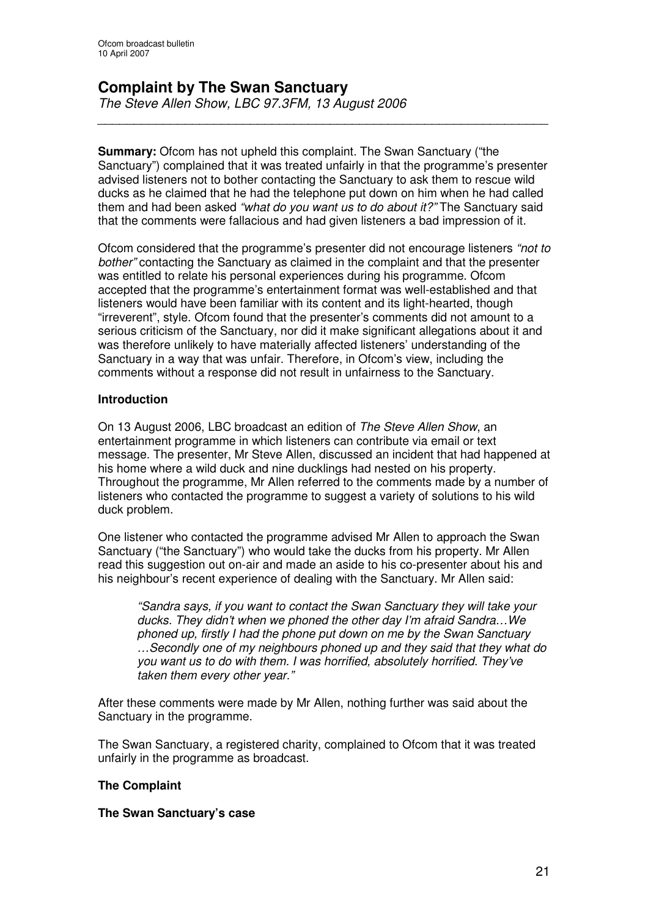# Complaint by The Swan Sanctuary

*The Steve Allen Show, LBC 97.3FM, 13 August 2006*

---

**Summary:** Ofcom has not upheld this complaint. The Swan Sanctuary ("the Sanctuary") complained that it was treated unfairly in that the programme's presenter advised listeners not to bother contacting the Sanctuary to ask them to rescue wild ducks as he claimed that he had the telephone put down on him when he had called them and had been asked *"what do you want us to do about it?"* The Sanctuary said that the comments were fallacious and had given listeners a bad impression of it.

Ofcom considered that the programme's presenter did not encourage listeners *"not to bother"* contacting the Sanctuary as claimed in the complaint and that the presenter was entitled to relate his personal experiences during his programme. Ofcom accepted that the programme's entertainment format was well-established and that listeners would have been familiar with its content and its light-hearted, though "irreverent", style. Ofcom found that the presenter's comments did not amount to a serious criticism of the Sanctuary, nor did it make significant allegations about it and was therefore unlikely to have materially affected listeners' understanding of the Sanctuary in a way that was unfair. Therefore, in Ofcom's view, including the comments without a response did not result in unfairness to the Sanctuary.

## Introduction

On 13 August 2006, LBC broadcast an edition of *The Steve Allen Show*, an entertainment programme in which listeners can contribute via email or text message. The presenter, Mr Steve Allen, discussed an incident that had happened at his home where a wild duck and nine ducklings had nested on his property. Throughout the programme, Mr Allen referred to the comments made by a number of listeners who contacted the programme to suggest a variety of solutions to his wild duck problem.

One listener who contacted the programme advised Mr Allen to approach the Swan Sanctuary ("the Sanctuary") who would take the ducks from his property. Mr Allen read this suggestion out on-air and made an aside to his co-presenter about his and his neighbour's recent experience of dealing with the Sanctuary. Mr Allen said:

> *"Sandra says, if you want to contact the Swan Sanctuary they will take your ducks. They didn't when we phoned the other day I'm afraid Sandra…We phoned up, firstly I had the phone put down on me by the Swan Sanctuary …Secondly one of my neighbours phoned up and they said that they what do you want us to do with them. I was horrified, absolutely horrified. They've taken them every other year."*

After these comments were made by Mr Allen, nothing further was said about the Sanctuary in the programme.

The Swan Sanctuary, a registered charity, complained to Ofcom that it was treated unfairly in the programme as broadcast.

## The Complaint

### The Swan Sanctuary's case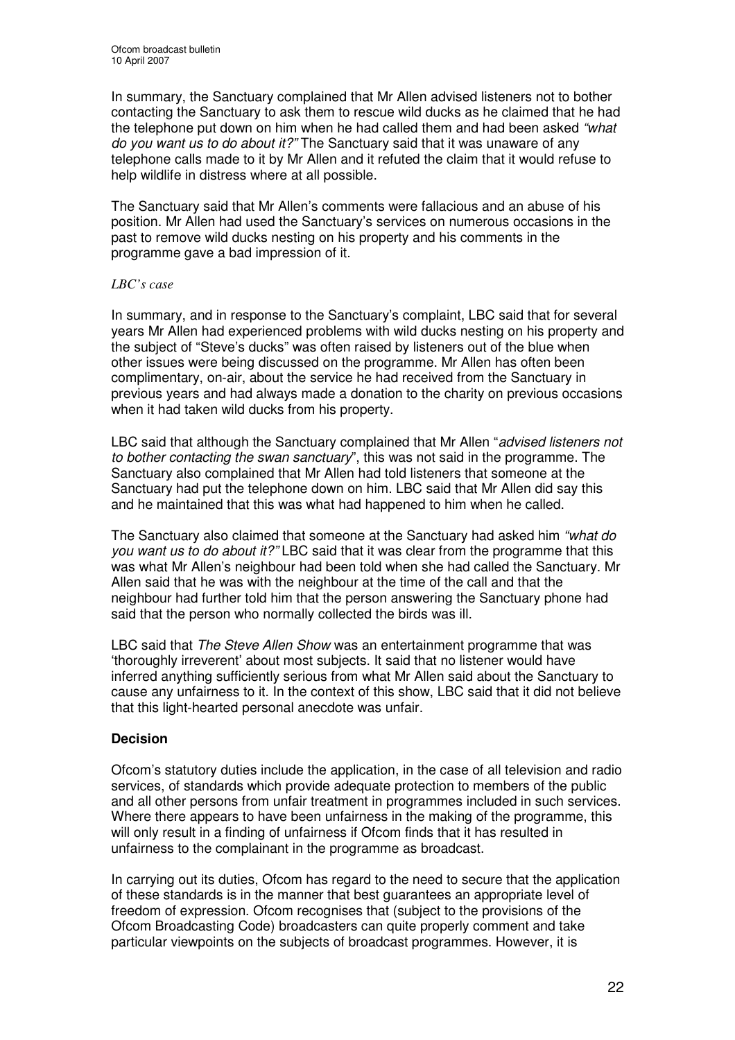In summary, the Sanctuary complained that Mr Allen advised listeners not to bother contacting the Sanctuary to ask them to rescue wild ducks as he claimed that he had the telephone put down on him when he had called them and had been asked *"what do you want us to do about it?"* The Sanctuary said that it was unaware of any telephone calls made to it by Mr Allen and it refuted the claim that it would refuse to help wildlife in distress where at all possible.

The Sanctuary said that Mr Allen's comments were fallacious and an abuse of his position. Mr Allen had used the Sanctuary's services on numerous occasions in the past to remove wild ducks nesting on his property and his comments in the programme gave a bad impression of it.

*LBC's case*

In summary, and in response to the Sanctuary's complaint, LBC said that for several years Mr Allen had experienced problems with wild ducks nesting on his property and the subject of "Steve's ducks" was often raised by listeners out of the blue when other issues were being discussed on the programme. Mr Allen has often been complimentary, on-air, about the service he had received from the Sanctuary in previous years and had always made a donation to the charity on previous occasions when it had taken wild ducks from his property.

LBC said that although the Sanctuary complained that Mr Allen "*advised listeners not to bother contacting the swan sanctuary*", this was not said in the programme. The Sanctuary also complained that Mr Allen had told listeners that someone at the Sanctuary had put the telephone down on him. LBC said that Mr Allen did say this and he maintained that this was what had happened to him when he called.

The Sanctuary also claimed that someone at the Sanctuary had asked him *"what do you want us to do about it?"* LBC said that it was clear from the programme that this was what Mr Allen's neighbour had been told when she had called the Sanctuary. Mr Allen said that he was with the neighbour at the time of the call and that the neighbour had further told him that the person answering the Sanctuary phone had said that the person who normally collected the birds was ill.

LBC said that *The Steve Allen Show* was an entertainment programme that was 'thoroughly irreverent' about most subjects. It said that no listener would have inferred anything sufficiently serious from what Mr Allen said about the Sanctuary to cause any unfairness to it. In the context of this show, LBC said that it did not believe that this light-hearted personal anecdote was unfair.

**Decision**

Ofcom's statutory duties include the application, in the case of all television and radio services, of standards which provide adequate protection to members of the public and all other persons from unfair treatment in programmes included in such services. Where there appears to have been unfairness in the making of the programme, this will only result in a finding of unfairness if Ofcom finds that it has resulted in unfairness to the complainant in the programme as broadcast.

In carrying out its duties, Ofcom has regard to the need to secure that the application of these standards is in the manner that best guarantees an appropriate level of freedom of expression. Ofcom recognises that (subject to the provisions of the Ofcom Broadcasting Code) broadcasters can quite properly comment and take particular viewpoints on the subjects of broadcast programmes. However, it is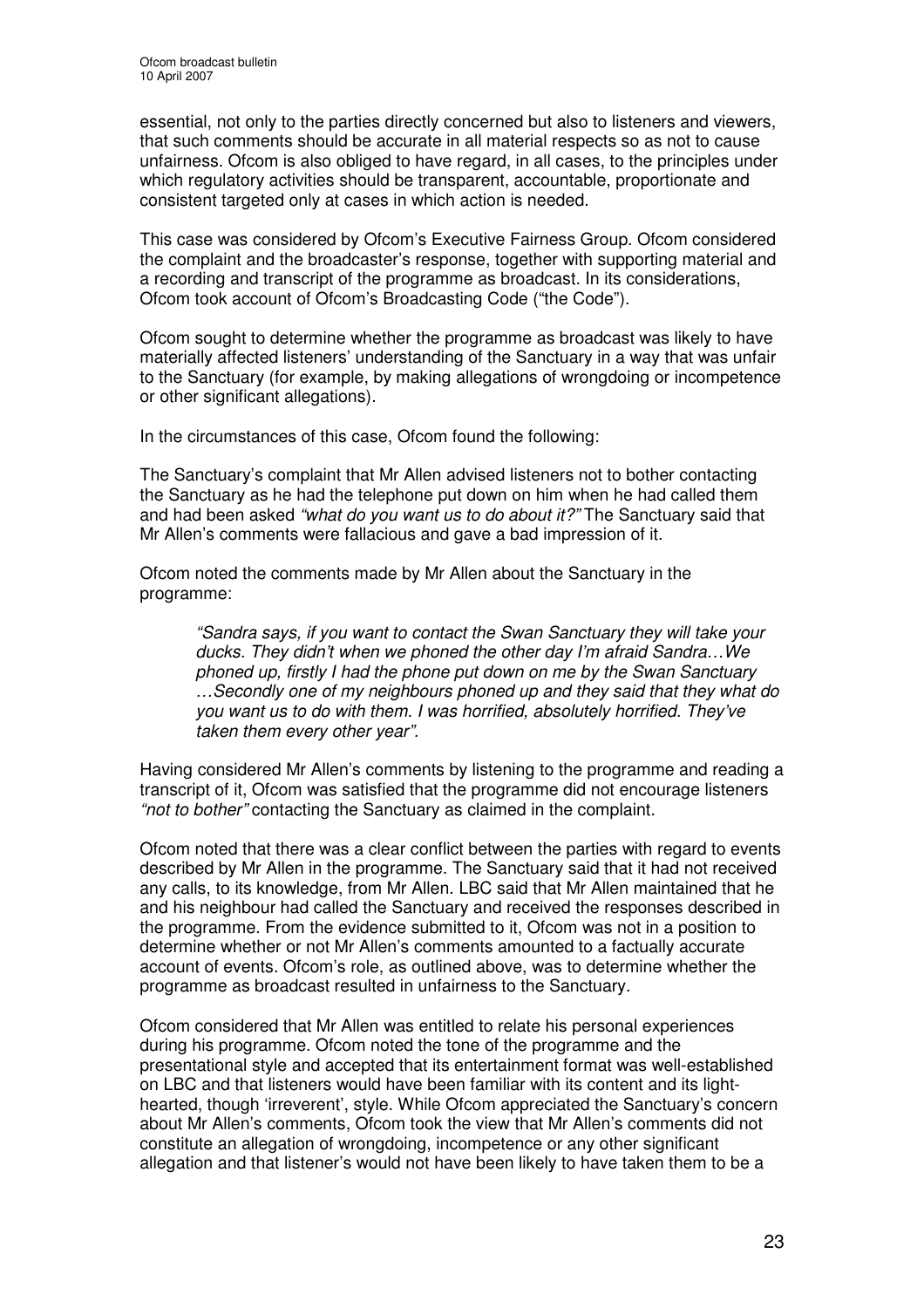essential, not only to the parties directly concerned but also to listeners and viewers, that such comments should be accurate in all material respects so as not to cause unfairness. Ofcom is also obliged to have regard, in all cases, to the principles under which regulatory activities should be transparent, accountable, proportionate and consistent targeted only at cases in which action is needed.

This case was considered by Ofcom's Executive Fairness Group. Ofcom considered the complaint and the broadcaster's response, together with supporting material and a recording and transcript of the programme as broadcast. In its considerations, Ofcom took account of Ofcom's Broadcasting Code ("the Code").

Ofcom sought to determine whether the programme as broadcast was likely to have materially affected listeners' understanding of the Sanctuary in a way that was unfair to the Sanctuary (for example, by making allegations of wrongdoing or incompetence or other significant allegations).

In the circumstances of this case, Ofcom found the following:

The Sanctuary's complaint that Mr Allen advised listeners not to bother contacting the Sanctuary as he had the telephone put down on him when he had called them and had been asked *"what do you want us to do about it?"* The Sanctuary said that Mr Allen's comments were fallacious and gave a bad impression of it.

Ofcom noted the comments made by Mr Allen about the Sanctuary in the programme:

> *"Sandra says, if you want to contact the Swan Sanctuary they will take your ducks. They didn't when we phoned the other day I'm afraid Sandra…We phoned up, firstly I had the phone put down on me by the Swan Sanctuary …Secondly one of my neighbours phoned up and they said that they what do you want us to do with them. I was horrified, absolutely horrified. They've taken them every other year".*

Having considered Mr Allen's comments by listening to the programme and reading a transcript of it, Ofcom was satisfied that the programme did not encourage listeners *"not to bother"* contacting the Sanctuary as claimed in the complaint.

Ofcom noted that there was a clear conflict between the parties with regard to events described by Mr Allen in the programme. The Sanctuary said that it had not received any calls, to its knowledge, from Mr Allen. LBC said that Mr Allen maintained that he and his neighbour had called the Sanctuary and received the responses described in the programme. From the evidence submitted to it, Ofcom was not in a position to determine whether or not Mr Allen's comments amounted to a factually accurate account of events. Ofcom's role, as outlined above, was to determine whether the programme as broadcast resulted in unfairness to the Sanctuary.

Ofcom considered that Mr Allen was entitled to relate his personal experiences during his programme. Ofcom noted the tone of the programme and the presentational style and accepted that its entertainment format was well-established on LBC and that listeners would have been familiar with its content and its light-hearted, though 'irreverent', style. While Ofcom appreciated the Sanctuary's concern about Mr Allen's comments, Ofcom took the view that Mr Allen's comments did not constitute an allegation of wrongdoing, incompetence or any other significant allegation and that listener's would not have been likely to have taken them to be a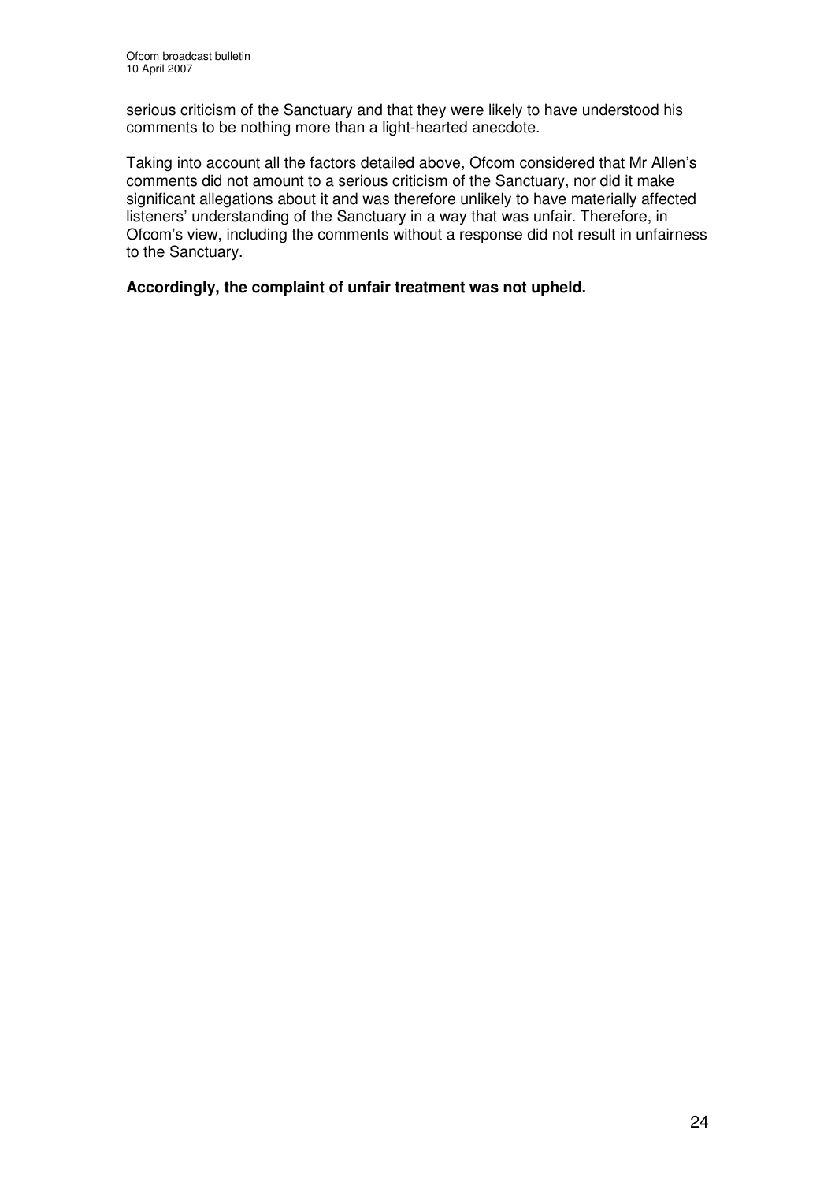serious criticism of the Sanctuary and that they were likely to have understood his comments to be nothing more than a light-hearted anecdote.

Taking into account all the factors detailed above, Ofcom considered that Mr Allen's comments did not amount to a serious criticism of the Sanctuary, nor did it make significant allegations about it and was therefore unlikely to have materially affected listeners' understanding of the Sanctuary in a way that was unfair. Therefore, in Ofcom's view, including the comments without a response did not result in unfairness to the Sanctuary.

**Accordingly, the complaint of unfair treatment was not upheld.**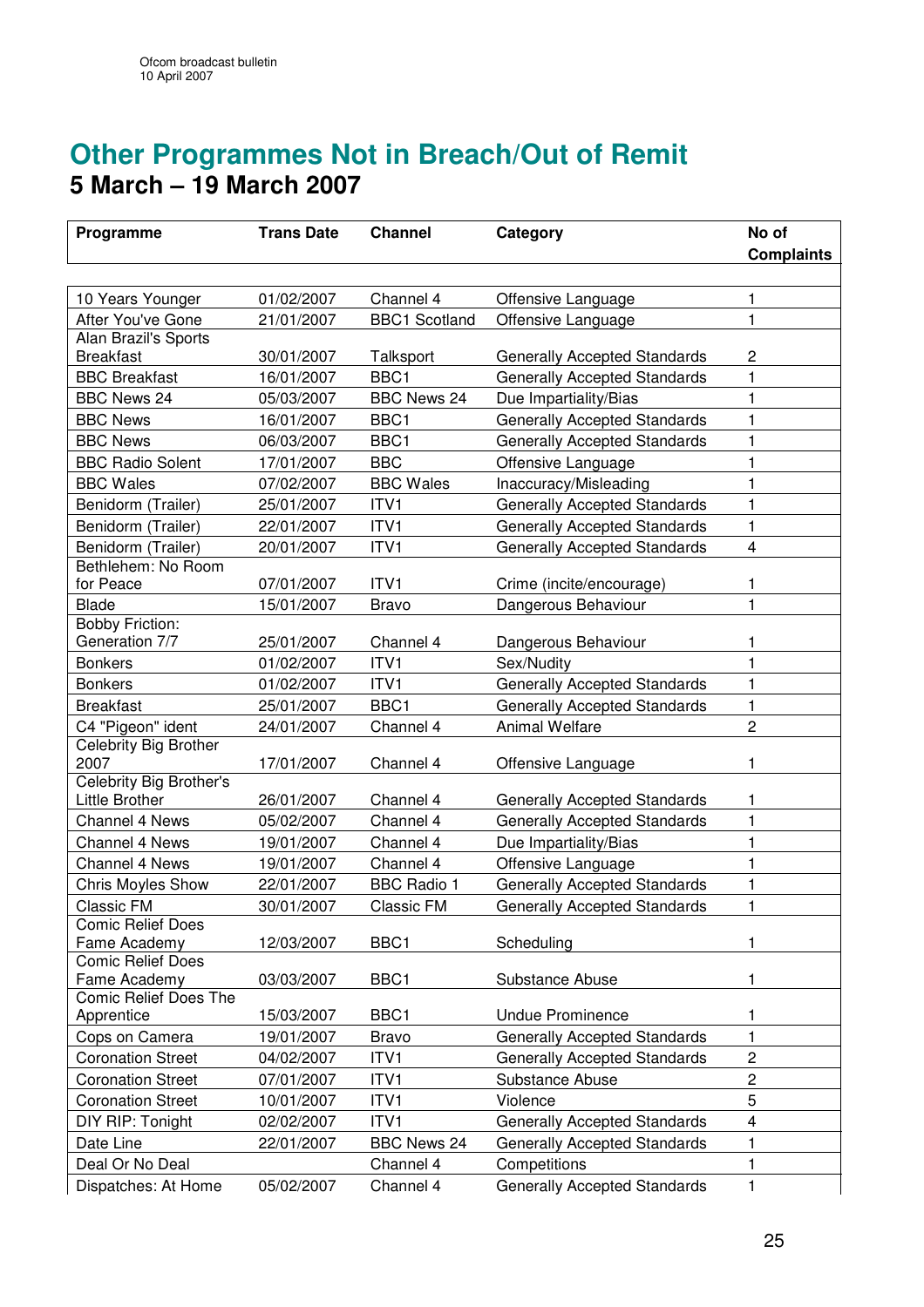# Other Programmes Not in Breach/Out of Remit

## 5 March – 19 March 2007

| Programme | Trans Date | Channel | Category | No of Complaints |
|---|---|---|---|---|
| 10 Years Younger | 01/02/2007 | Channel 4 | Offensive Language | 1 |
| After You've Gone | 21/01/2007 | BBC1 Scotland | Offensive Language | 1 |
| Alan Brazil's Sports Breakfast | 30/01/2007 | Talksport | Generally Accepted Standards | 2 |
| BBC Breakfast | 16/01/2007 | BBC1 | Generally Accepted Standards | 1 |
| BBC News 24 | 05/03/2007 | BBC News 24 | Due Impartiality/Bias | 1 |
| BBC News | 16/01/2007 | BBC1 | Generally Accepted Standards | 1 |
| BBC News | 06/03/2007 | BBC1 | Generally Accepted Standards | 1 |
| BBC Radio Solent | 17/01/2007 | BBC | Offensive Language | 1 |
| BBC Wales | 07/02/2007 | BBC Wales | Inaccuracy/Misleading | 1 |
| Benidorm (Trailer) | 25/01/2007 | ITV1 | Generally Accepted Standards | 1 |
| Benidorm (Trailer) | 22/01/2007 | ITV1 | Generally Accepted Standards | 1 |
| Benidorm (Trailer) | 20/01/2007 | ITV1 | Generally Accepted Standards | 4 |
| Bethlehem: No Room for Peace | 07/01/2007 | ITV1 | Crime (incite/encourage) | 1 |
| Blade | 15/01/2007 | Bravo | Dangerous Behaviour | 1 |
| Bobby Friction: Generation 7/7 | 25/01/2007 | Channel 4 | Dangerous Behaviour | 1 |
| Bonkers | 01/02/2007 | ITV1 | Sex/Nudity | 1 |
| Bonkers | 01/02/2007 | ITV1 | Generally Accepted Standards | 1 |
| Breakfast | 25/01/2007 | BBC1 | Generally Accepted Standards | 1 |
| C4 "Pigeon" ident | 24/01/2007 | Channel 4 | Animal Welfare | 2 |
| Celebrity Big Brother 2007 | 17/01/2007 | Channel 4 | Offensive Language | 1 |
| Celebrity Big Brother's Little Brother | 26/01/2007 | Channel 4 | Generally Accepted Standards | 1 |
| Channel 4 News | 05/02/2007 | Channel 4 | Generally Accepted Standards | 1 |
| Channel 4 News | 19/01/2007 | Channel 4 | Due Impartiality/Bias | 1 |
| Channel 4 News | 19/01/2007 | Channel 4 | Offensive Language | 1 |
| Chris Moyles Show | 22/01/2007 | BBC Radio 1 | Generally Accepted Standards | 1 |
| Classic FM | 30/01/2007 | Classic FM | Generally Accepted Standards | 1 |
| Comic Relief Does Fame Academy | 12/03/2007 | BBC1 | Scheduling | 1 |
| Comic Relief Does Fame Academy | 03/03/2007 | BBC1 | Substance Abuse | 1 |
| Comic Relief Does The Apprentice | 15/03/2007 | BBC1 | Undue Prominence | 1 |
| Cops on Camera | 19/01/2007 | Bravo | Generally Accepted Standards | 1 |
| Coronation Street | 04/02/2007 | ITV1 | Generally Accepted Standards | 2 |
| Coronation Street | 07/01/2007 | ITV1 | Substance Abuse | 2 |
| Coronation Street | 10/01/2007 | ITV1 | Violence | 5 |
| DIY RIP: Tonight | 02/02/2007 | ITV1 | Generally Accepted Standards | 4 |
| Date Line | 22/01/2007 | BBC News 24 | Generally Accepted Standards | 1 |
| Deal Or No Deal | | Channel 4 | Competitions | 1 |
| Dispatches: At Home | 05/02/2007 | Channel 4 | Generally Accepted Standards | 1 |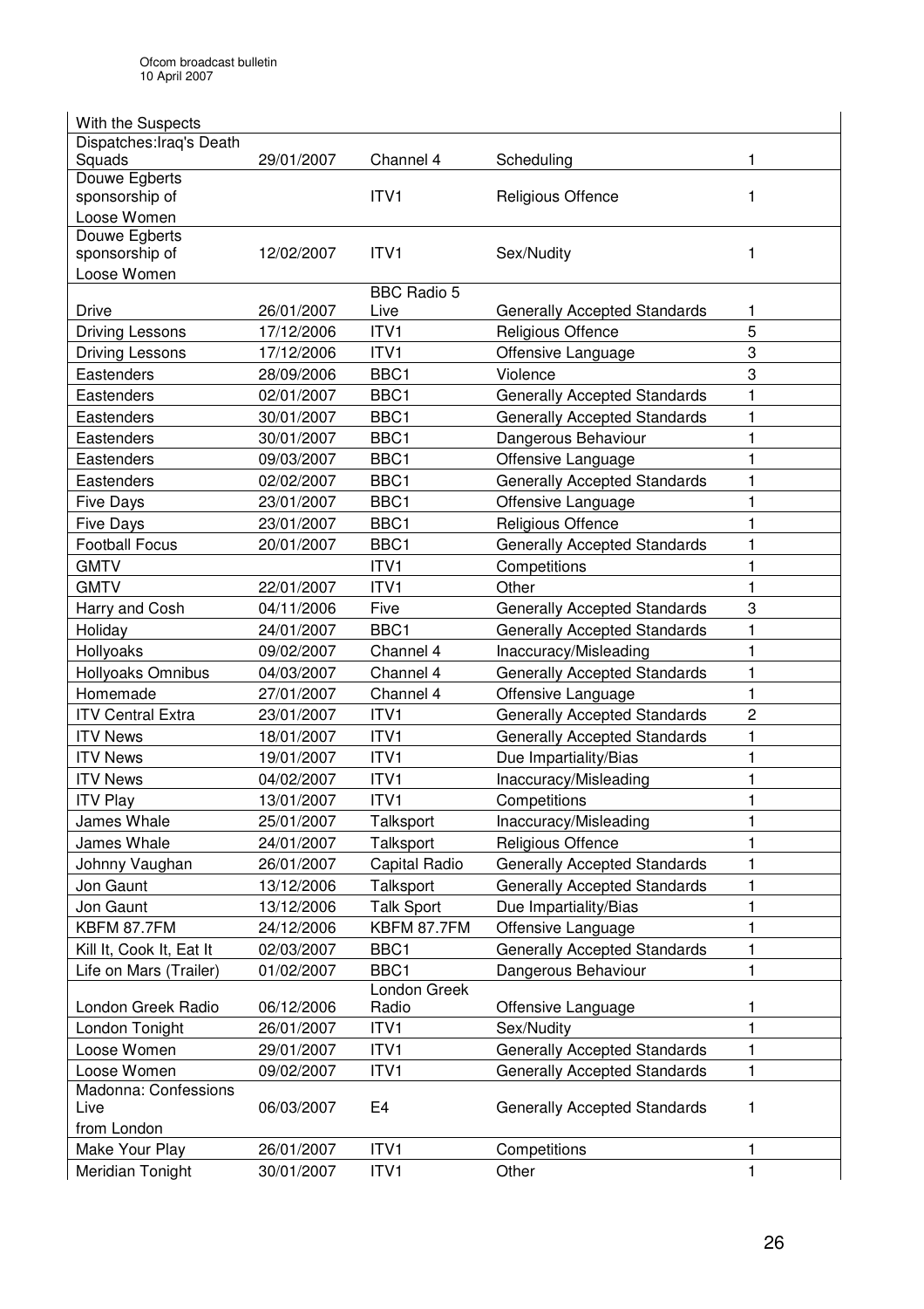| | | | | |
|---|---|---|---|---|
| With the Suspects | | | | |
| Dispatches:Iraq's Death Squads | 29/01/2007 | Channel 4 | Scheduling | 1 |
| Douwe Egberts sponsorship of Loose Women | | ITV1 | Religious Offence | 1 |
| Douwe Egberts sponsorship of Loose Women | 12/02/2007 | ITV1 | Sex/Nudity | 1 |
| Drive | 26/01/2007 | BBC Radio 5 Live | Generally Accepted Standards | 1 |
| Driving Lessons | 17/12/2006 | ITV1 | Religious Offence | 5 |
| Driving Lessons | 17/12/2006 | ITV1 | Offensive Language | 3 |
| Eastenders | 28/09/2006 | BBC1 | Violence | 3 |
| Eastenders | 02/01/2007 | BBC1 | Generally Accepted Standards | 1 |
| Eastenders | 30/01/2007 | BBC1 | Generally Accepted Standards | 1 |
| Eastenders | 30/01/2007 | BBC1 | Dangerous Behaviour | 1 |
| Eastenders | 09/03/2007 | BBC1 | Offensive Language | 1 |
| Eastenders | 02/02/2007 | BBC1 | Generally Accepted Standards | 1 |
| Five Days | 23/01/2007 | BBC1 | Offensive Language | 1 |
| Five Days | 23/01/2007 | BBC1 | Religious Offence | 1 |
| Football Focus | 20/01/2007 | BBC1 | Generally Accepted Standards | 1 |
| GMTV | | ITV1 | Competitions | 1 |
| GMTV | 22/01/2007 | ITV1 | Other | 1 |
| Harry and Cosh | 04/11/2006 | Five | Generally Accepted Standards | 3 |
| Holiday | 24/01/2007 | BBC1 | Generally Accepted Standards | 1 |
| Hollyoaks | 09/02/2007 | Channel 4 | Inaccuracy/Misleading | 1 |
| Hollyoaks Omnibus | 04/03/2007 | Channel 4 | Generally Accepted Standards | 1 |
| Homemade | 27/01/2007 | Channel 4 | Offensive Language | 1 |
| ITV Central Extra | 23/01/2007 | ITV1 | Generally Accepted Standards | 2 |
| ITV News | 18/01/2007 | ITV1 | Generally Accepted Standards | 1 |
| ITV News | 19/01/2007 | ITV1 | Due Impartiality/Bias | 1 |
| ITV News | 04/02/2007 | ITV1 | Inaccuracy/Misleading | 1 |
| ITV Play | 13/01/2007 | ITV1 | Competitions | 1 |
| James Whale | 25/01/2007 | Talksport | Inaccuracy/Misleading | 1 |
| James Whale | 24/01/2007 | Talksport | Religious Offence | 1 |
| Johnny Vaughan | 26/01/2007 | Capital Radio | Generally Accepted Standards | 1 |
| Jon Gaunt | 13/12/2006 | Talksport | Generally Accepted Standards | 1 |
| Jon Gaunt | 13/12/2006 | Talk Sport | Due Impartiality/Bias | 1 |
| KBFM 87.7FM | 24/12/2006 | KBFM 87.7FM | Offensive Language | 1 |
| Kill It, Cook It, Eat It | 02/03/2007 | BBC1 | Generally Accepted Standards | 1 |
| Life on Mars (Trailer) | 01/02/2007 | BBC1 | Dangerous Behaviour | 1 |
| London Greek Radio | 06/12/2006 | London Greek Radio | Offensive Language | 1 |
| London Tonight | 26/01/2007 | ITV1 | Sex/Nudity | 1 |
| Loose Women | 29/01/2007 | ITV1 | Generally Accepted Standards | 1 |
| Loose Women | 09/02/2007 | ITV1 | Generally Accepted Standards | 1 |
| Madonna: Confessions Live from London | 06/03/2007 | E4 | Generally Accepted Standards | 1 |
| Make Your Play | 26/01/2007 | ITV1 | Competitions | 1 |
| Meridian Tonight | 30/01/2007 | ITV1 | Other | 1 |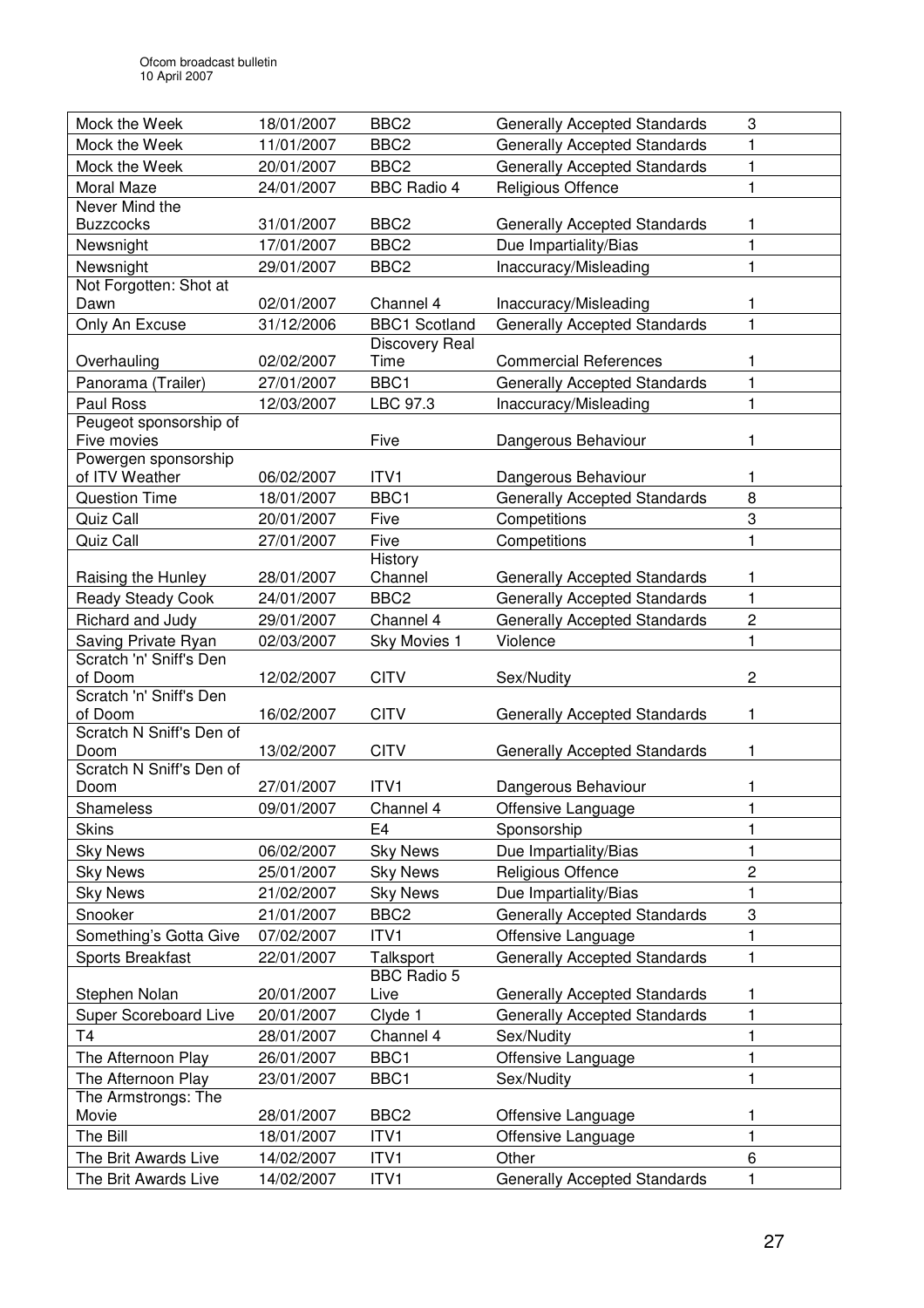| | | | | |
|---|---|---|---|---|
| Mock the Week | 18/01/2007 | BBC2 | Generally Accepted Standards | 3 |
| Mock the Week | 11/01/2007 | BBC2 | Generally Accepted Standards | 1 |
| Mock the Week | 20/01/2007 | BBC2 | Generally Accepted Standards | 1 |
| Moral Maze | 24/01/2007 | BBC Radio 4 | Religious Offence | 1 |
| Never Mind the Buzzcocks | 31/01/2007 | BBC2 | Generally Accepted Standards | 1 |
| Newsnight | 17/01/2007 | BBC2 | Due Impartiality/Bias | 1 |
| Newsnight | 29/01/2007 | BBC2 | Inaccuracy/Misleading | 1 |
| Not Forgotten: Shot at Dawn | 02/01/2007 | Channel 4 | Inaccuracy/Misleading | 1 |
| Only An Excuse | 31/12/2006 | BBC1 Scotland | Generally Accepted Standards | 1 |
| Overhauling | 02/02/2007 | Discovery Real Time | Commercial References | 1 |
| Panorama (Trailer) | 27/01/2007 | BBC1 | Generally Accepted Standards | 1 |
| Paul Ross | 12/03/2007 | LBC 97.3 | Inaccuracy/Misleading | 1 |
| Peugeot sponsorship of Five movies | | Five | Dangerous Behaviour | 1 |
| Powergen sponsorship of ITV Weather | 06/02/2007 | ITV1 | Dangerous Behaviour | 1 |
| Question Time | 18/01/2007 | BBC1 | Generally Accepted Standards | 8 |
| Quiz Call | 20/01/2007 | Five | Competitions | 3 |
| Quiz Call | 27/01/2007 | Five | Competitions | 1 |
| Raising the Hunley | 28/01/2007 | History Channel | Generally Accepted Standards | 1 |
| Ready Steady Cook | 24/01/2007 | BBC2 | Generally Accepted Standards | 1 |
| Richard and Judy | 29/01/2007 | Channel 4 | Generally Accepted Standards | 2 |
| Saving Private Ryan | 02/03/2007 | Sky Movies 1 | Violence | 1 |
| Scratch 'n' Sniff's Den of Doom | 12/02/2007 | CITV | Sex/Nudity | 2 |
| Scratch 'n' Sniff's Den of Doom | 16/02/2007 | CITV | Generally Accepted Standards | 1 |
| Scratch N Sniff's Den of Doom | 13/02/2007 | CITV | Generally Accepted Standards | 1 |
| Scratch N Sniff's Den of Doom | 27/01/2007 | ITV1 | Dangerous Behaviour | 1 |
| Shameless | 09/01/2007 | Channel 4 | Offensive Language | 1 |
| Skins | | E4 | Sponsorship | 1 |
| Sky News | 06/02/2007 | Sky News | Due Impartiality/Bias | 1 |
| Sky News | 25/01/2007 | Sky News | Religious Offence | 2 |
| Sky News | 21/02/2007 | Sky News | Due Impartiality/Bias | 1 |
| Snooker | 21/01/2007 | BBC2 | Generally Accepted Standards | 3 |
| Something's Gotta Give | 07/02/2007 | ITV1 | Offensive Language | 1 |
| Sports Breakfast | 22/01/2007 | Talksport | Generally Accepted Standards | 1 |
| Stephen Nolan | 20/01/2007 | BBC Radio 5 Live | Generally Accepted Standards | 1 |
| Super Scoreboard Live | 20/01/2007 | Clyde 1 | Generally Accepted Standards | 1 |
| T4 | 28/01/2007 | Channel 4 | Sex/Nudity | 1 |
| The Afternoon Play | 26/01/2007 | BBC1 | Offensive Language | 1 |
| The Afternoon Play | 23/01/2007 | BBC1 | Sex/Nudity | 1 |
| The Armstrongs: The Movie | 28/01/2007 | BBC2 | Offensive Language | 1 |
| The Bill | 18/01/2007 | ITV1 | Offensive Language | 1 |
| The Brit Awards Live | 14/02/2007 | ITV1 | Other | 6 |
| The Brit Awards Live | 14/02/2007 | ITV1 | Generally Accepted Standards | 1 |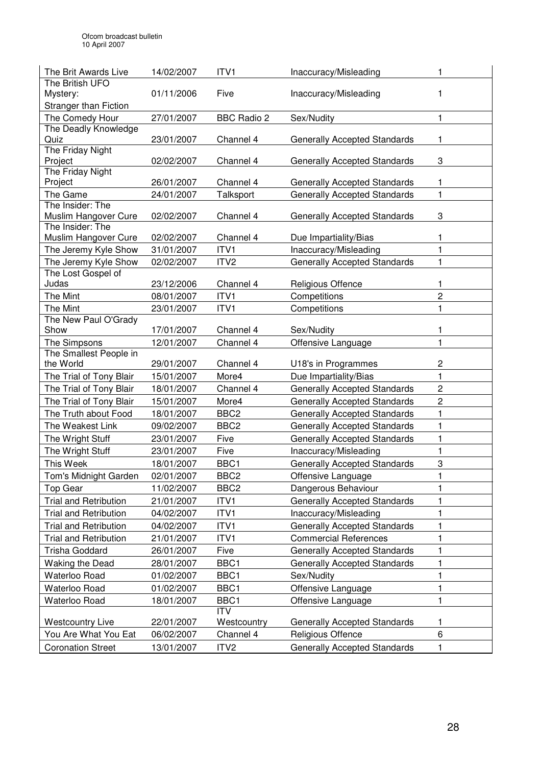| | | | | |
|---|---|---|---|---|
| The Brit Awards Live | 14/02/2007 | ITV1 | Inaccuracy/Misleading | 1 |
| The British UFO Mystery: Stranger than Fiction | 01/11/2006 | Five | Inaccuracy/Misleading | 1 |
| The Comedy Hour | 27/01/2007 | BBC Radio 2 | Sex/Nudity | 1 |
| The Deadly Knowledge Quiz | 23/01/2007 | Channel 4 | Generally Accepted Standards | 1 |
| The Friday Night Project | 02/02/2007 | Channel 4 | Generally Accepted Standards | 3 |
| The Friday Night Project | 26/01/2007 | Channel 4 | Generally Accepted Standards | 1 |
| The Game | 24/01/2007 | Talksport | Generally Accepted Standards | 1 |
| The Insider: The Muslim Hangover Cure | 02/02/2007 | Channel 4 | Generally Accepted Standards | 3 |
| The Insider: The Muslim Hangover Cure | 02/02/2007 | Channel 4 | Due Impartiality/Bias | 1 |
| The Jeremy Kyle Show | 31/01/2007 | ITV1 | Inaccuracy/Misleading | 1 |
| The Jeremy Kyle Show | 02/02/2007 | ITV2 | Generally Accepted Standards | 1 |
| The Lost Gospel of Judas | 23/12/2006 | Channel 4 | Religious Offence | 1 |
| The Mint | 08/01/2007 | ITV1 | Competitions | 2 |
| The Mint | 23/01/2007 | ITV1 | Competitions | 1 |
| The New Paul O'Grady Show | 17/01/2007 | Channel 4 | Sex/Nudity | 1 |
| The Simpsons | 12/01/2007 | Channel 4 | Offensive Language | 1 |
| The Smallest People in the World | 29/01/2007 | Channel 4 | U18's in Programmes | 2 |
| The Trial of Tony Blair | 15/01/2007 | More4 | Due Impartiality/Bias | 1 |
| The Trial of Tony Blair | 18/01/2007 | Channel 4 | Generally Accepted Standards | 2 |
| The Trial of Tony Blair | 15/01/2007 | More4 | Generally Accepted Standards | 2 |
| The Truth about Food | 18/01/2007 | BBC2 | Generally Accepted Standards | 1 |
| The Weakest Link | 09/02/2007 | BBC2 | Generally Accepted Standards | 1 |
| The Wright Stuff | 23/01/2007 | Five | Generally Accepted Standards | 1 |
| The Wright Stuff | 23/01/2007 | Five | Inaccuracy/Misleading | 1 |
| This Week | 18/01/2007 | BBC1 | Generally Accepted Standards | 3 |
| Tom's Midnight Garden | 02/01/2007 | BBC2 | Offensive Language | 1 |
| Top Gear | 11/02/2007 | BBC2 | Dangerous Behaviour | 1 |
| Trial and Retribution | 21/01/2007 | ITV1 | Generally Accepted Standards | 1 |
| Trial and Retribution | 04/02/2007 | ITV1 | Inaccuracy/Misleading | 1 |
| Trial and Retribution | 04/02/2007 | ITV1 | Generally Accepted Standards | 1 |
| Trial and Retribution | 21/01/2007 | ITV1 | Commercial References | 1 |
| Trisha Goddard | 26/01/2007 | Five | Generally Accepted Standards | 1 |
| Waking the Dead | 28/01/2007 | BBC1 | Generally Accepted Standards | 1 |
| Waterloo Road | 01/02/2007 | BBC1 | Sex/Nudity | 1 |
| Waterloo Road | 01/02/2007 | BBC1 | Offensive Language | 1 |
| Waterloo Road | 18/01/2007 | BBC1 | Offensive Language | 1 |
| Westcountry Live | 22/01/2007 | ITV Westcountry | Generally Accepted Standards | 1 |
| You Are What You Eat | 06/02/2007 | Channel 4 | Religious Offence | 6 |
| Coronation Street | 13/01/2007 | ITV2 | Generally Accepted Standards | 1 |